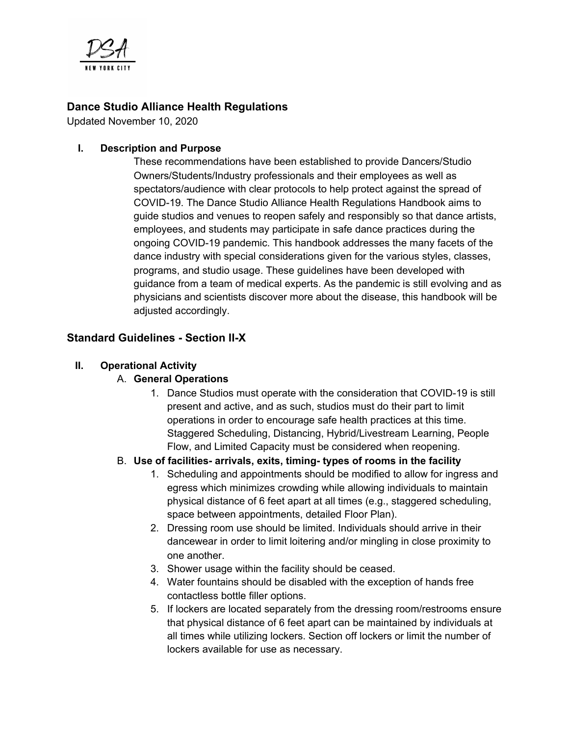DSA NEW YORK CITY

## Dance Studio Alliance Health Regulations

Updated November 10, 2020

### I. Description and Purpose

These recommendations have been established to provide Dancers/Studio Owners/Students/Industry professionals and their employees as well as spectators/audience with clear protocols to help protect against the spread of COVID-19. The Dance Studio Alliance Health Regulations Handbook aims to guide studios and venues to reopen safely and responsibly so that dance artists, employees, and students may participate in safe dance practices during the ongoing COVID-19 pandemic. This handbook addresses the many facets of the dance industry with special considerations given for the various styles, classes, programs, and studio usage. These guidelines have been developed with guidance from a team of medical experts. As the pandemic is still evolving and as physicians and scientists discover more about the disease, this handbook will be adjusted accordingly.

## Standard Guidelines - Section II-X

### II. Operational Activity

A. **General Operations**

1. Dance Studios must operate with the consideration that COVID-19 is still present and active, and as such, studios must do their part to limit operations in order to encourage safe health practices at this time. Staggered Scheduling, Distancing, Hybrid/Livestream Learning, People Flow, and Limited Capacity must be considered when reopening.

B. **Use of facilities- arrivals, exits, timing- types of rooms in the facility**

1. Scheduling and appointments should be modified to allow for ingress and egress which minimizes crowding while allowing individuals to maintain physical distance of 6 feet apart at all times (e.g., staggered scheduling, space between appointments, detailed Floor Plan).
2. Dressing room use should be limited. Individuals should arrive in their dancewear in order to limit loitering and/or mingling in close proximity to one another.
3. Shower usage within the facility should be ceased.
4. Water fountains should be disabled with the exception of hands free contactless bottle filler options.
5. If lockers are located separately from the dressing room/restrooms ensure that physical distance of 6 feet apart can be maintained by individuals at all times while utilizing lockers. Section off lockers or limit the number of lockers available for use as necessary.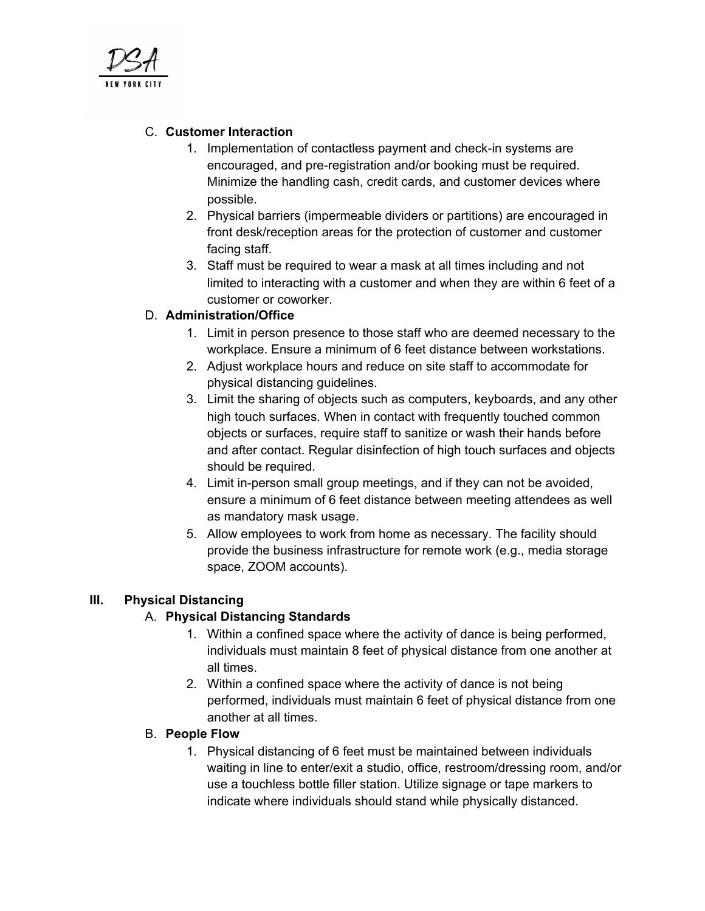C. **Customer Interaction**

1. Implementation of contactless payment and check-in systems are encouraged, and pre-registration and/or booking must be required. Minimize the handling cash, credit cards, and customer devices where possible.
2. Physical barriers (impermeable dividers or partitions) are encouraged in front desk/reception areas for the protection of customer and customer facing staff.
3. Staff must be required to wear a mask at all times including and not limited to interacting with a customer and when they are within 6 feet of a customer or coworker.

D. **Administration/Office**

1. Limit in person presence to those staff who are deemed necessary to the workplace. Ensure a minimum of 6 feet distance between workstations.
2. Adjust workplace hours and reduce on site staff to accommodate for physical distancing guidelines.
3. Limit the sharing of objects such as computers, keyboards, and any other high touch surfaces. When in contact with frequently touched common objects or surfaces, require staff to sanitize or wash their hands before and after contact. Regular disinfection of high touch surfaces and objects should be required.
4. Limit in-person small group meetings, and if they can not be avoided, ensure a minimum of 6 feet distance between meeting attendees as well as mandatory mask usage.
5. Allow employees to work from home as necessary. The facility should provide the business infrastructure for remote work (e.g., media storage space, ZOOM accounts).

## III. Physical Distancing

A. **Physical Distancing Standards**

1. Within a confined space where the activity of dance is being performed, individuals must maintain 8 feet of physical distance from one another at all times.
2. Within a confined space where the activity of dance is not being performed, individuals must maintain 6 feet of physical distance from one another at all times.

B. **People Flow**

1. Physical distancing of 6 feet must be maintained between individuals waiting in line to enter/exit a studio, office, restroom/dressing room, and/or use a touchless bottle filler station. Utilize signage or tape markers to indicate where individuals should stand while physically distanced.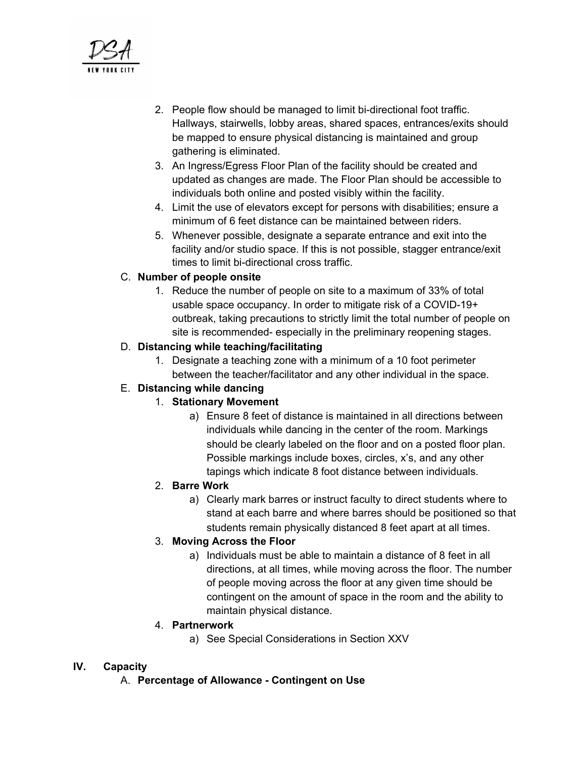2. People flow should be managed to limit bi-directional foot traffic. Hallways, stairwells, lobby areas, shared spaces, entrances/exits should be mapped to ensure physical distancing is maintained and group gathering is eliminated.
3. An Ingress/Egress Floor Plan of the facility should be created and updated as changes are made. The Floor Plan should be accessible to individuals both online and posted visibly within the facility.
4. Limit the use of elevators except for persons with disabilities; ensure a minimum of 6 feet distance can be maintained between riders.
5. Whenever possible, designate a separate entrance and exit into the facility and/or studio space. If this is not possible, stagger entrance/exit times to limit bi-directional cross traffic.

C. **Number of people onsite**

1. Reduce the number of people on site to a maximum of 33% of total usable space occupancy. In order to mitigate risk of a COVID-19+ outbreak, taking precautions to strictly limit the total number of people on site is recommended- especially in the preliminary reopening stages.

D. **Distancing while teaching/facilitating**

1. Designate a teaching zone with a minimum of a 10 foot perimeter between the teacher/facilitator and any other individual in the space.

E. **Distancing while dancing**

1. **Stationary Movement**
    a) Ensure 8 feet of distance is maintained in all directions between individuals while dancing in the center of the room. Markings should be clearly labeled on the floor and on a posted floor plan. Possible markings include boxes, circles, x's, and any other tapings which indicate 8 foot distance between individuals.
2. **Barre Work**
    a) Clearly mark barres or instruct faculty to direct students where to stand at each barre and where barres should be positioned so that students remain physically distanced 8 feet apart at all times.
3. **Moving Across the Floor**
    a) Individuals must be able to maintain a distance of 8 feet in all directions, at all times, while moving across the floor. The number of people moving across the floor at any given time should be contingent on the amount of space in the room and the ability to maintain physical distance.
4. **Partnerwork**
    a) See Special Considerations in Section XXV

## IV. Capacity

A. **Percentage of Allowance - Contingent on Use**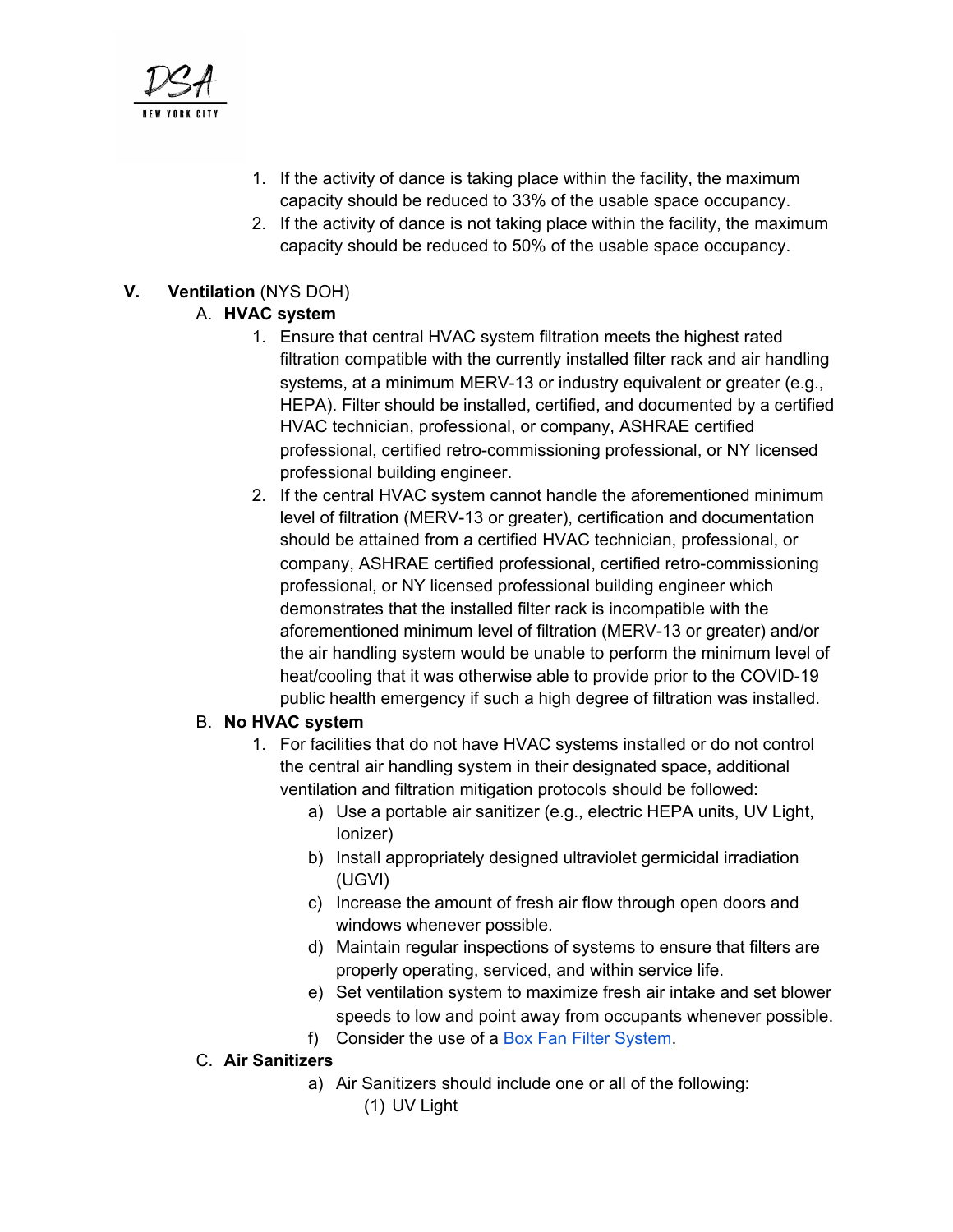1. If the activity of dance is taking place within the facility, the maximum capacity should be reduced to 33% of the usable space occupancy.
2. If the activity of dance is not taking place within the facility, the maximum capacity should be reduced to 50% of the usable space occupancy.

## V. **Ventilation** (NYS DOH)

### A. **HVAC system**

1. Ensure that central HVAC system filtration meets the highest rated filtration compatible with the currently installed filter rack and air handling systems, at a minimum MERV-13 or industry equivalent or greater (e.g., HEPA). Filter should be installed, certified, and documented by a certified HVAC technician, professional, or company, ASHRAE certified professional, certified retro-commissioning professional, or NY licensed professional building engineer.
2. If the central HVAC system cannot handle the aforementioned minimum level of filtration (MERV-13 or greater), certification and documentation should be attained from a certified HVAC technician, professional, or company, ASHRAE certified professional, certified retro-commissioning professional, or NY licensed professional building engineer which demonstrates that the installed filter rack is incompatible with the aforementioned minimum level of filtration (MERV-13 or greater) and/or the air handling system would be unable to perform the minimum level of heat/cooling that it was otherwise able to provide prior to the COVID-19 public health emergency if such a high degree of filtration was installed.

### B. **No HVAC system**

1. For facilities that do not have HVAC systems installed or do not control the central air handling system in their designated space, additional ventilation and filtration mitigation protocols should be followed:
   a) Use a portable air sanitizer (e.g., electric HEPA units, UV Light, Ionizer)
   b) Install appropriately designed ultraviolet germicidal irradiation (UGVI)
   c) Increase the amount of fresh air flow through open doors and windows whenever possible.
   d) Maintain regular inspections of systems to ensure that filters are properly operating, serviced, and within service life.
   e) Set ventilation system to maximize fresh air intake and set blower speeds to low and point away from occupants whenever possible.
   f) Consider the use of a Box Fan Filter System.

### C. **Air Sanitizers**

a) Air Sanitizers should include one or all of the following:
   (1) UV Light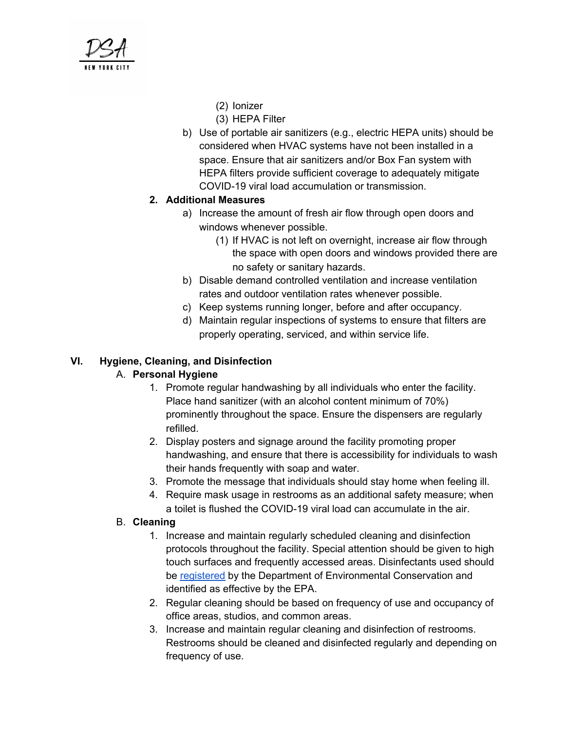(2) Ionizer
    (3) HEPA Filter

b) Use of portable air sanitizers (e.g., electric HEPA units) should be considered when HVAC systems have not been installed in a space. Ensure that air sanitizers and/or Box Fan system with HEPA filters provide sufficient coverage to adequately mitigate COVID-19 viral load accumulation or transmission.

2. **Additional Measures**
    a) Increase the amount of fresh air flow through open doors and windows whenever possible.
        (1) If HVAC is not left on overnight, increase air flow through the space with open doors and windows provided there are no safety or sanitary hazards.
    b) Disable demand controlled ventilation and increase ventilation rates and outdoor ventilation rates whenever possible.
    c) Keep systems running longer, before and after occupancy.
    d) Maintain regular inspections of systems to ensure that filters are properly operating, serviced, and within service life.

## VI. Hygiene, Cleaning, and Disinfection

### A. Personal Hygiene

1. Promote regular handwashing by all individuals who enter the facility. Place hand sanitizer (with an alcohol content minimum of 70%) prominently throughout the space. Ensure the dispensers are regularly refilled.
2. Display posters and signage around the facility promoting proper handwashing, and ensure that there is accessibility for individuals to wash their hands frequently with soap and water.
3. Promote the message that individuals should stay home when feeling ill.
4. Require mask usage in restrooms as an additional safety measure; when a toilet is flushed the COVID-19 viral load can accumulate in the air.

### B. Cleaning

1. Increase and maintain regularly scheduled cleaning and disinfection protocols throughout the facility. Special attention should be given to high touch surfaces and frequently accessed areas. Disinfectants used should be registered by the Department of Environmental Conservation and identified as effective by the EPA.
2. Regular cleaning should be based on frequency of use and occupancy of office areas, studios, and common areas.
3. Increase and maintain regular cleaning and disinfection of restrooms. Restrooms should be cleaned and disinfected regularly and depending on frequency of use.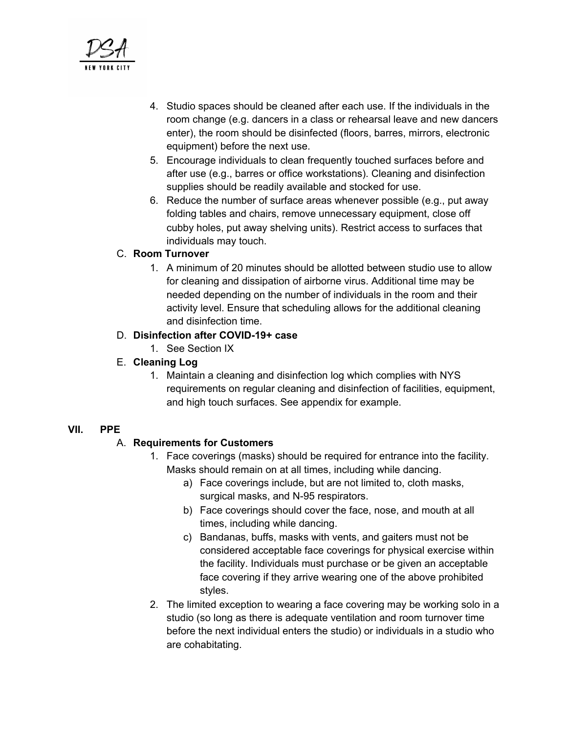4. Studio spaces should be cleaned after each use. If the individuals in the room change (e.g. dancers in a class or rehearsal leave and new dancers enter), the room should be disinfected (floors, barres, mirrors, electronic equipment) before the next use.
5. Encourage individuals to clean frequently touched surfaces before and after use (e.g., barres or office workstations). Cleaning and disinfection supplies should be readily available and stocked for use.
6. Reduce the number of surface areas whenever possible (e.g., put away folding tables and chairs, remove unnecessary equipment, close off cubby holes, put away shelving units). Restrict access to surfaces that individuals may touch.

C. **Room Turnover**

1. A minimum of 20 minutes should be allotted between studio use to allow for cleaning and dissipation of airborne virus. Additional time may be needed depending on the number of individuals in the room and their activity level. Ensure that scheduling allows for the additional cleaning and disinfection time.

D. **Disinfection after COVID-19+ case**

1. See Section IX

E. **Cleaning Log**

1. Maintain a cleaning and disinfection log which complies with NYS requirements on regular cleaning and disinfection of facilities, equipment, and high touch surfaces. See appendix for example.

## VII. PPE

A. **Requirements for Customers**

1. Face coverings (masks) should be required for entrance into the facility. Masks should remain on at all times, including while dancing.
   a) Face coverings include, but are not limited to, cloth masks, surgical masks, and N-95 respirators.
   b) Face coverings should cover the face, nose, and mouth at all times, including while dancing.
   c) Bandanas, buffs, masks with vents, and gaiters must not be considered acceptable face coverings for physical exercise within the facility. Individuals must purchase or be given an acceptable face covering if they arrive wearing one of the above prohibited styles.
2. The limited exception to wearing a face covering may be working solo in a studio (so long as there is adequate ventilation and room turnover time before the next individual enters the studio) or individuals in a studio who are cohabitating.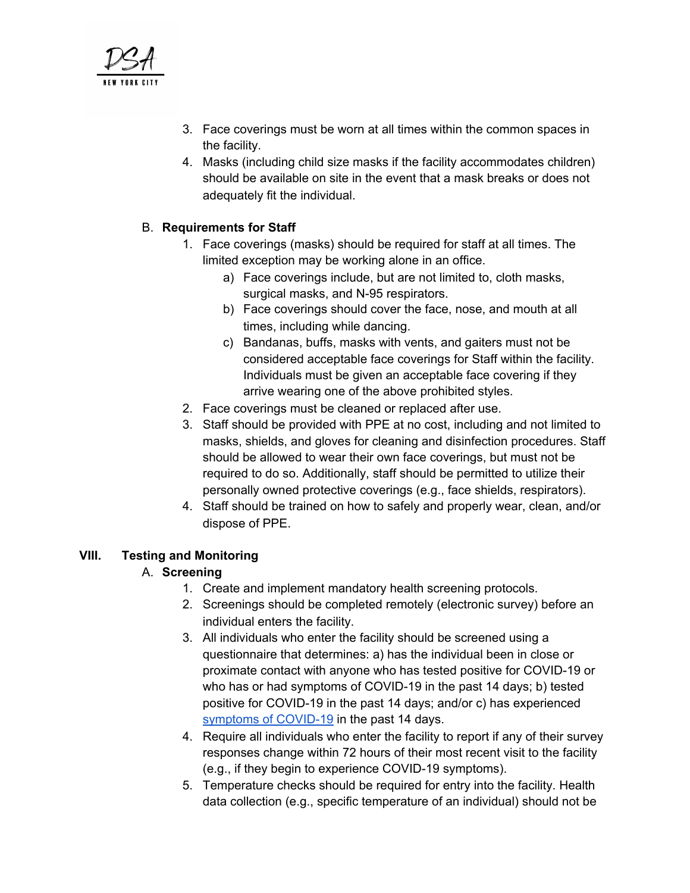3. Face coverings must be worn at all times within the common spaces in the facility.
4. Masks (including child size masks if the facility accommodates children) should be available on site in the event that a mask breaks or does not adequately fit the individual.

B. **Requirements for Staff**

1. Face coverings (masks) should be required for staff at all times. The limited exception may be working alone in an office.
   a) Face coverings include, but are not limited to, cloth masks, surgical masks, and N-95 respirators.
   b) Face coverings should cover the face, nose, and mouth at all times, including while dancing.
   c) Bandanas, buffs, masks with vents, and gaiters must not be considered acceptable face coverings for Staff within the facility. Individuals must be given an acceptable face covering if they arrive wearing one of the above prohibited styles.
2. Face coverings must be cleaned or replaced after use.
3. Staff should be provided with PPE at no cost, including and not limited to masks, shields, and gloves for cleaning and disinfection procedures. Staff should be allowed to wear their own face coverings, but must not be required to do so. Additionally, staff should be permitted to utilize their personally owned protective coverings (e.g., face shields, respirators).
4. Staff should be trained on how to safely and properly wear, clean, and/or dispose of PPE.

## VIII. Testing and Monitoring

A. **Screening**

1. Create and implement mandatory health screening protocols.
2. Screenings should be completed remotely (electronic survey) before an individual enters the facility.
3. All individuals who enter the facility should be screened using a questionnaire that determines: a) has the individual been in close or proximate contact with anyone who has tested positive for COVID-19 or who has or had symptoms of COVID-19 in the past 14 days; b) tested positive for COVID-19 in the past 14 days; and/or c) has experienced symptoms of COVID-19 in the past 14 days.
4. Require all individuals who enter the facility to report if any of their survey responses change within 72 hours of their most recent visit to the facility (e.g., if they begin to experience COVID-19 symptoms).
5. Temperature checks should be required for entry into the facility. Health data collection (e.g., specific temperature of an individual) should not be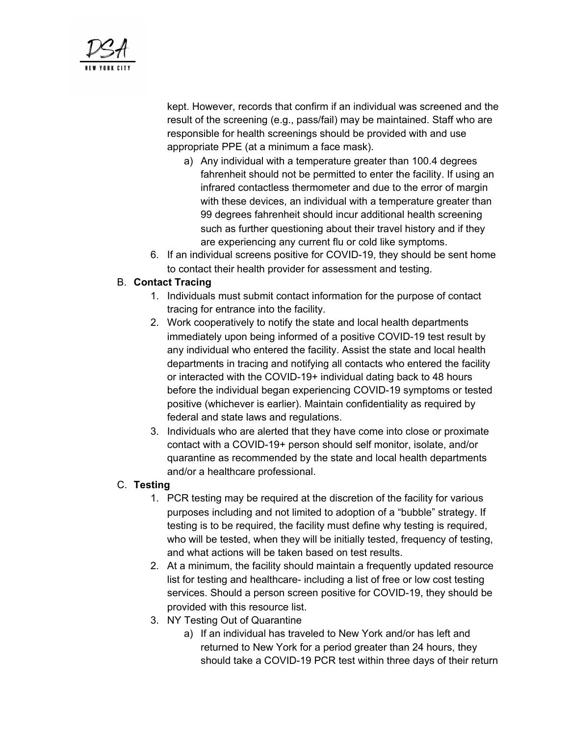kept. However, records that confirm if an individual was screened and the result of the screening (e.g., pass/fail) may be maintained. Staff who are responsible for health screenings should be provided with and use appropriate PPE (at a minimum a face mask).

   a) Any individual with a temperature greater than 100.4 degrees fahrenheit should not be permitted to enter the facility. If using an infrared contactless thermometer and due to the error of margin with these devices, an individual with a temperature greater than 99 degrees fahrenheit should incur additional health screening such as further questioning about their travel history and if they are experiencing any current flu or cold like symptoms.

6. If an individual screens positive for COVID-19, they should be sent home to contact their health provider for assessment and testing.

B. **Contact Tracing**

1. Individuals must submit contact information for the purpose of contact tracing for entrance into the facility.
2. Work cooperatively to notify the state and local health departments immediately upon being informed of a positive COVID-19 test result by any individual who entered the facility. Assist the state and local health departments in tracing and notifying all contacts who entered the facility or interacted with the COVID-19+ individual dating back to 48 hours before the individual began experiencing COVID-19 symptoms or tested positive (whichever is earlier). Maintain confidentiality as required by federal and state laws and regulations.
3. Individuals who are alerted that they have come into close or proximate contact with a COVID-19+ person should self monitor, isolate, and/or quarantine as recommended by the state and local health departments and/or a healthcare professional.

C. **Testing**

1. PCR testing may be required at the discretion of the facility for various purposes including and not limited to adoption of a "bubble" strategy. If testing is to be required, the facility must define why testing is required, who will be tested, when they will be initially tested, frequency of testing, and what actions will be taken based on test results.
2. At a minimum, the facility should maintain a frequently updated resource list for testing and healthcare- including a list of free or low cost testing services. Should a person screen positive for COVID-19, they should be provided with this resource list.
3. NY Testing Out of Quarantine
   a) If an individual has traveled to New York and/or has left and returned to New York for a period greater than 24 hours, they should take a COVID-19 PCR test within three days of their return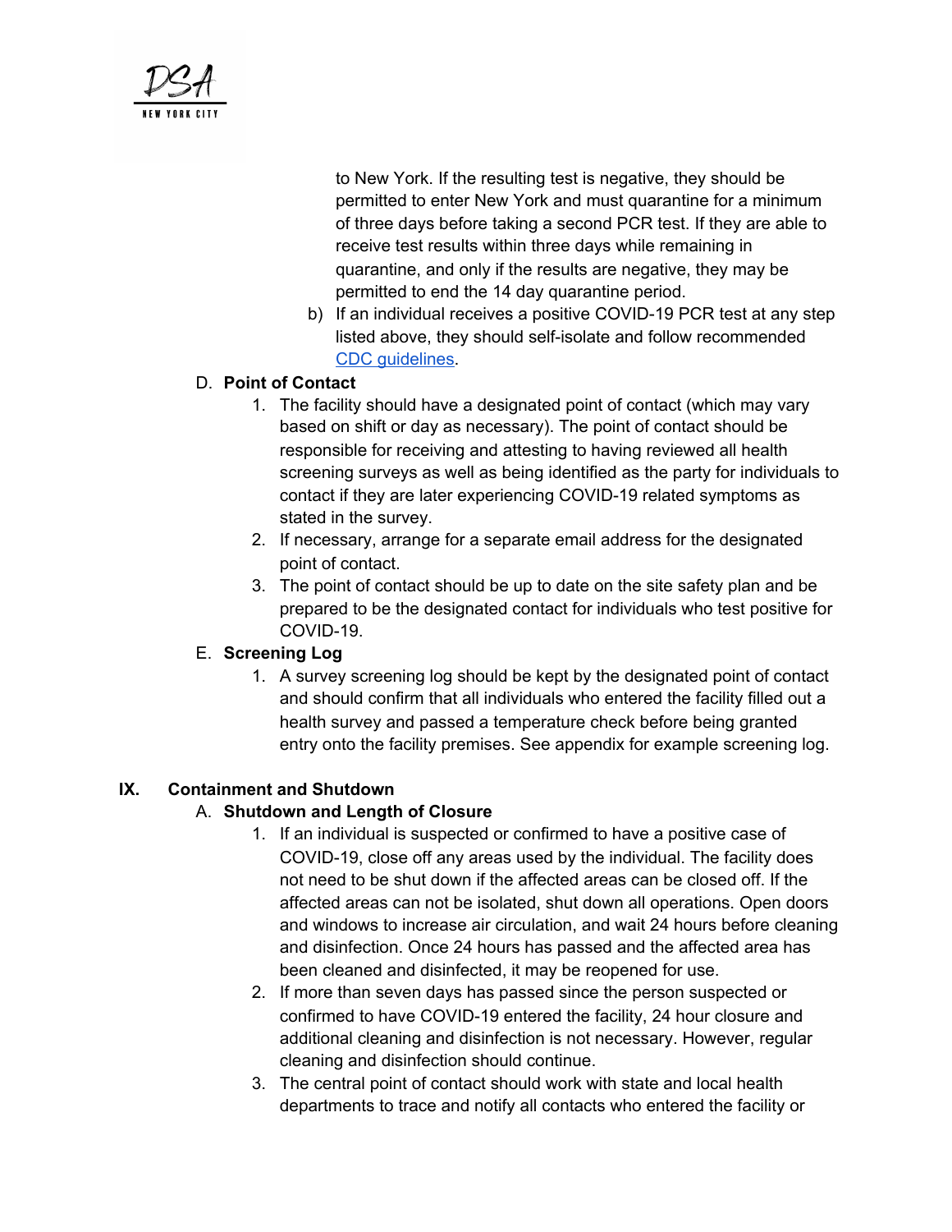to New York. If the resulting test is negative, they should be permitted to enter New York and must quarantine for a minimum of three days before taking a second PCR test. If they are able to receive test results within three days while remaining in quarantine, and only if the results are negative, they may be permitted to end the 14 day quarantine period.

b) If an individual receives a positive COVID-19 PCR test at any step listed above, they should self-isolate and follow recommended [CDC guidelines](#).

D. **Point of Contact**

1. The facility should have a designated point of contact (which may vary based on shift or day as necessary). The point of contact should be responsible for receiving and attesting to having reviewed all health screening surveys as well as being identified as the party for individuals to contact if they are later experiencing COVID-19 related symptoms as stated in the survey.
2. If necessary, arrange for a separate email address for the designated point of contact.
3. The point of contact should be up to date on the site safety plan and be prepared to be the designated contact for individuals who test positive for COVID-19.

E. **Screening Log**

1. A survey screening log should be kept by the designated point of contact and should confirm that all individuals who entered the facility filled out a health survey and passed a temperature check before being granted entry onto the facility premises. See appendix for example screening log.

## IX. Containment and Shutdown

A. **Shutdown and Length of Closure**

1. If an individual is suspected or confirmed to have a positive case of COVID-19, close off any areas used by the individual. The facility does not need to be shut down if the affected areas can be closed off. If the affected areas can not be isolated, shut down all operations. Open doors and windows to increase air circulation, and wait 24 hours before cleaning and disinfection. Once 24 hours has passed and the affected area has been cleaned and disinfected, it may be reopened for use.
2. If more than seven days has passed since the person suspected or confirmed to have COVID-19 entered the facility, 24 hour closure and additional cleaning and disinfection is not necessary. However, regular cleaning and disinfection should continue.
3. The central point of contact should work with state and local health departments to trace and notify all contacts who entered the facility or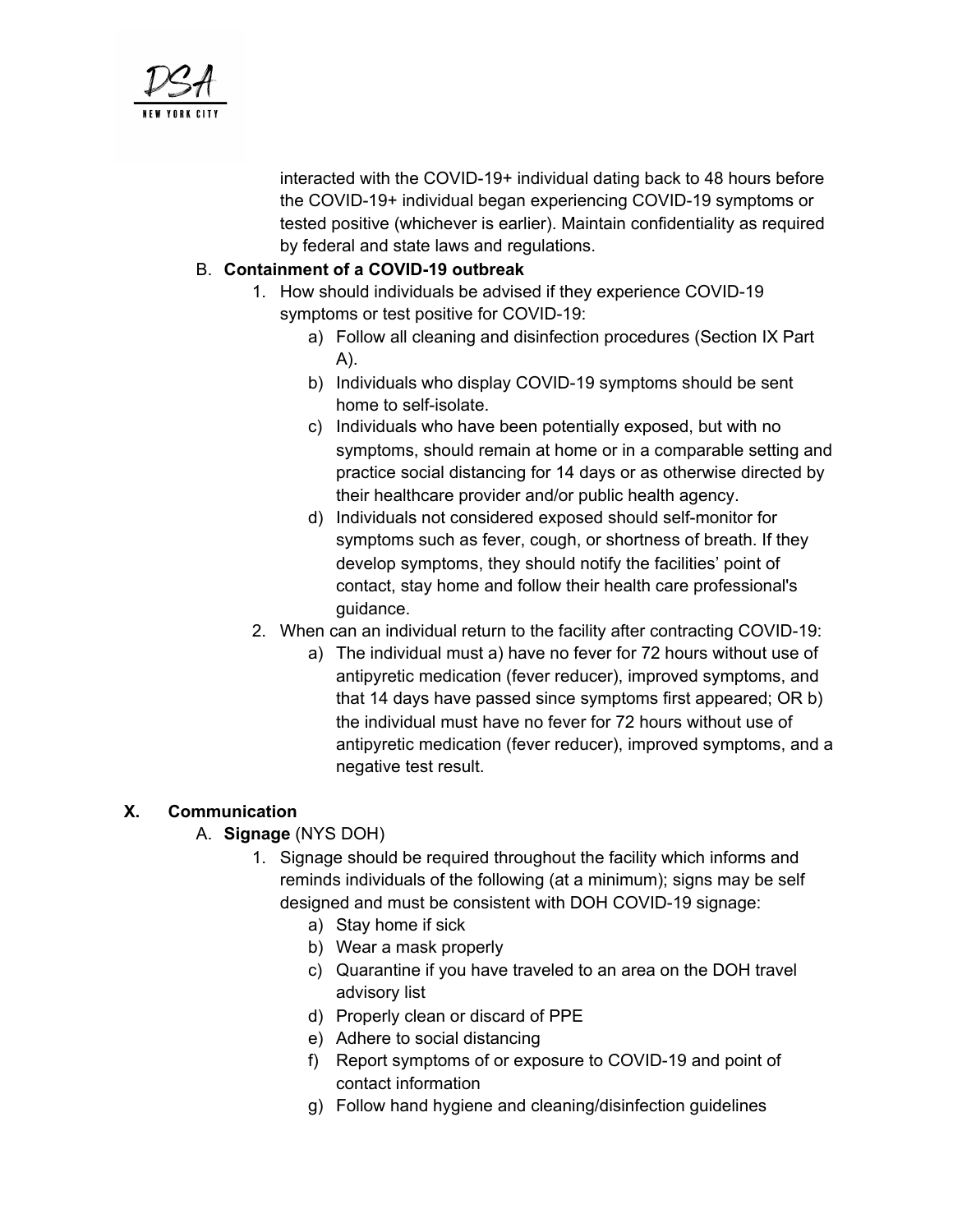interacted with the COVID-19+ individual dating back to 48 hours before the COVID-19+ individual began experiencing COVID-19 symptoms or tested positive (whichever is earlier). Maintain confidentiality as required by federal and state laws and regulations.

B. **Containment of a COVID-19 outbreak**

1. How should individuals be advised if they experience COVID-19 symptoms or test positive for COVID-19:
    a) Follow all cleaning and disinfection procedures (Section IX Part A).
    b) Individuals who display COVID-19 symptoms should be sent home to self-isolate.
    c) Individuals who have been potentially exposed, but with no symptoms, should remain at home or in a comparable setting and practice social distancing for 14 days or as otherwise directed by their healthcare provider and/or public health agency.
    d) Individuals not considered exposed should self-monitor for symptoms such as fever, cough, or shortness of breath. If they develop symptoms, they should notify the facilities' point of contact, stay home and follow their health care professional's guidance.
2. When can an individual return to the facility after contracting COVID-19:
    a) The individual must a) have no fever for 72 hours without use of antipyretic medication (fever reducer), improved symptoms, and that 14 days have passed since symptoms first appeared; OR b) the individual must have no fever for 72 hours without use of antipyretic medication (fever reducer), improved symptoms, and a negative test result.

## X. Communication

A. **Signage** (NYS DOH)

1. Signage should be required throughout the facility which informs and reminds individuals of the following (at a minimum); signs may be self designed and must be consistent with DOH COVID-19 signage:
    a) Stay home if sick
    b) Wear a mask properly
    c) Quarantine if you have traveled to an area on the DOH travel advisory list
    d) Properly clean or discard of PPE
    e) Adhere to social distancing
    f) Report symptoms of or exposure to COVID-19 and point of contact information
    g) Follow hand hygiene and cleaning/disinfection guidelines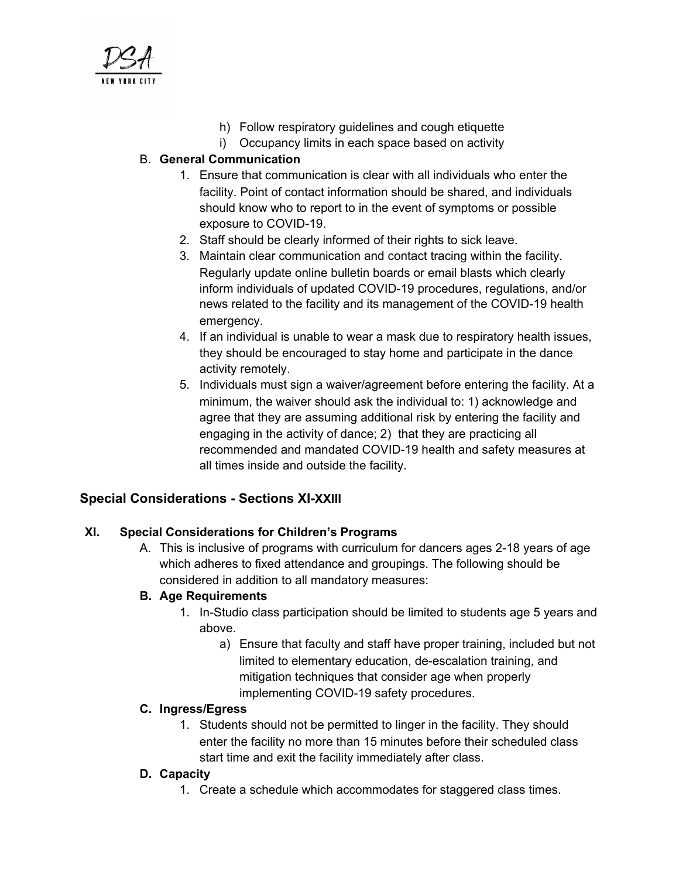h) Follow respiratory guidelines and cough etiquette
i) Occupancy limits in each space based on activity

B. **General Communication**

1. Ensure that communication is clear with all individuals who enter the facility. Point of contact information should be shared, and individuals should know who to report to in the event of symptoms or possible exposure to COVID-19.
2. Staff should be clearly informed of their rights to sick leave.
3. Maintain clear communication and contact tracing within the facility. Regularly update online bulletin boards or email blasts which clearly inform individuals of updated COVID-19 procedures, regulations, and/or news related to the facility and its management of the COVID-19 health emergency.
4. If an individual is unable to wear a mask due to respiratory health issues, they should be encouraged to stay home and participate in the dance activity remotely.
5. Individuals must sign a waiver/agreement before entering the facility. At a minimum, the waiver should ask the individual to: 1) acknowledge and agree that they are assuming additional risk by entering the facility and engaging in the activity of dance; 2) that they are practicing all recommended and mandated COVID-19 health and safety measures at all times inside and outside the facility.

## Special Considerations - Sections XI-XXIII

### XI. Special Considerations for Children's Programs

A. This is inclusive of programs with curriculum for dancers ages 2-18 years of age which adheres to fixed attendance and groupings. The following should be considered in addition to all mandatory measures:

**B. Age Requirements**

1. In-Studio class participation should be limited to students age 5 years and above.
   a) Ensure that faculty and staff have proper training, included but not limited to elementary education, de-escalation training, and mitigation techniques that consider age when properly implementing COVID-19 safety procedures.

**C. Ingress/Egress**

1. Students should not be permitted to linger in the facility. They should enter the facility no more than 15 minutes before their scheduled class start time and exit the facility immediately after class.

**D. Capacity**

1. Create a schedule which accommodates for staggered class times.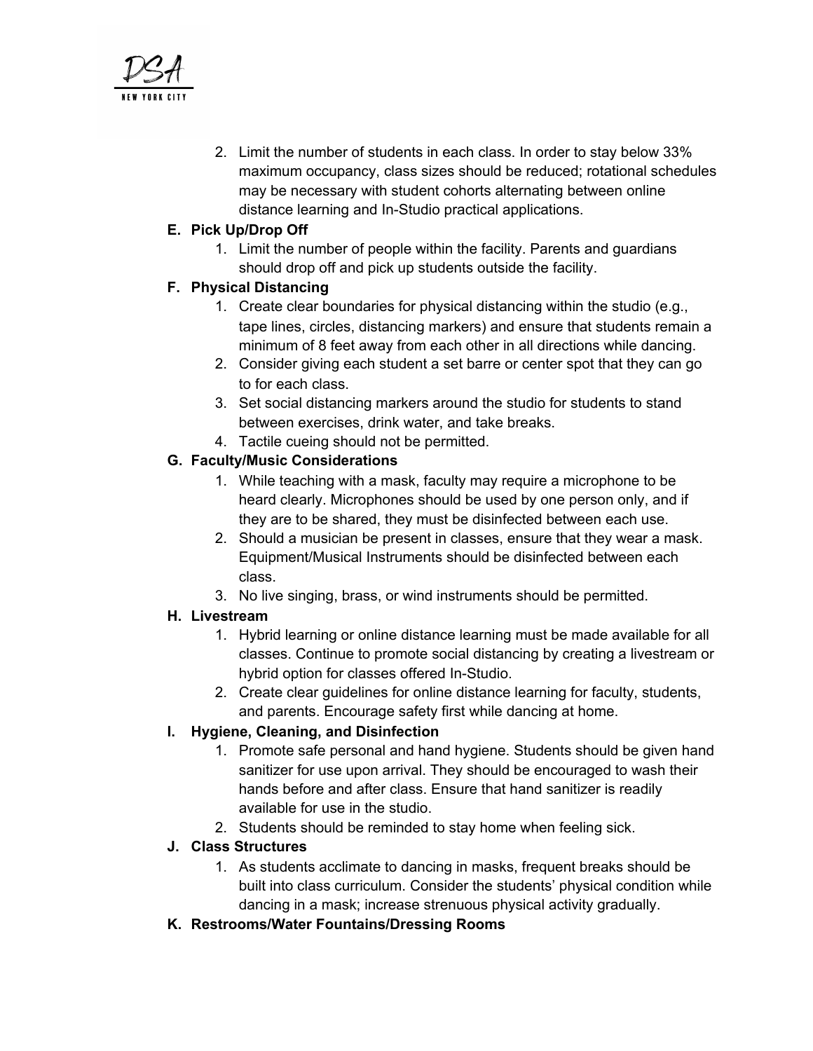2. Limit the number of students in each class. In order to stay below 33% maximum occupancy, class sizes should be reduced; rotational schedules may be necessary with student cohorts alternating between online distance learning and In-Studio practical applications.

**E. Pick Up/Drop Off**

1. Limit the number of people within the facility. Parents and guardians should drop off and pick up students outside the facility.

**F. Physical Distancing**

1. Create clear boundaries for physical distancing within the studio (e.g., tape lines, circles, distancing markers) and ensure that students remain a minimum of 8 feet away from each other in all directions while dancing.
2. Consider giving each student a set barre or center spot that they can go to for each class.
3. Set social distancing markers around the studio for students to stand between exercises, drink water, and take breaks.
4. Tactile cueing should not be permitted.

**G. Faculty/Music Considerations**

1. While teaching with a mask, faculty may require a microphone to be heard clearly. Microphones should be used by one person only, and if they are to be shared, they must be disinfected between each use.
2. Should a musician be present in classes, ensure that they wear a mask. Equipment/Musical Instruments should be disinfected between each class.
3. No live singing, brass, or wind instruments should be permitted.

**H. Livestream**

1. Hybrid learning or online distance learning must be made available for all classes. Continue to promote social distancing by creating a livestream or hybrid option for classes offered In-Studio.
2. Create clear guidelines for online distance learning for faculty, students, and parents. Encourage safety first while dancing at home.

**I. Hygiene, Cleaning, and Disinfection**

1. Promote safe personal and hand hygiene. Students should be given hand sanitizer for use upon arrival. They should be encouraged to wash their hands before and after class. Ensure that hand sanitizer is readily available for use in the studio.
2. Students should be reminded to stay home when feeling sick.

**J. Class Structures**

1. As students acclimate to dancing in masks, frequent breaks should be built into class curriculum. Consider the students' physical condition while dancing in a mask; increase strenuous physical activity gradually.

**K. Restrooms/Water Fountains/Dressing Rooms**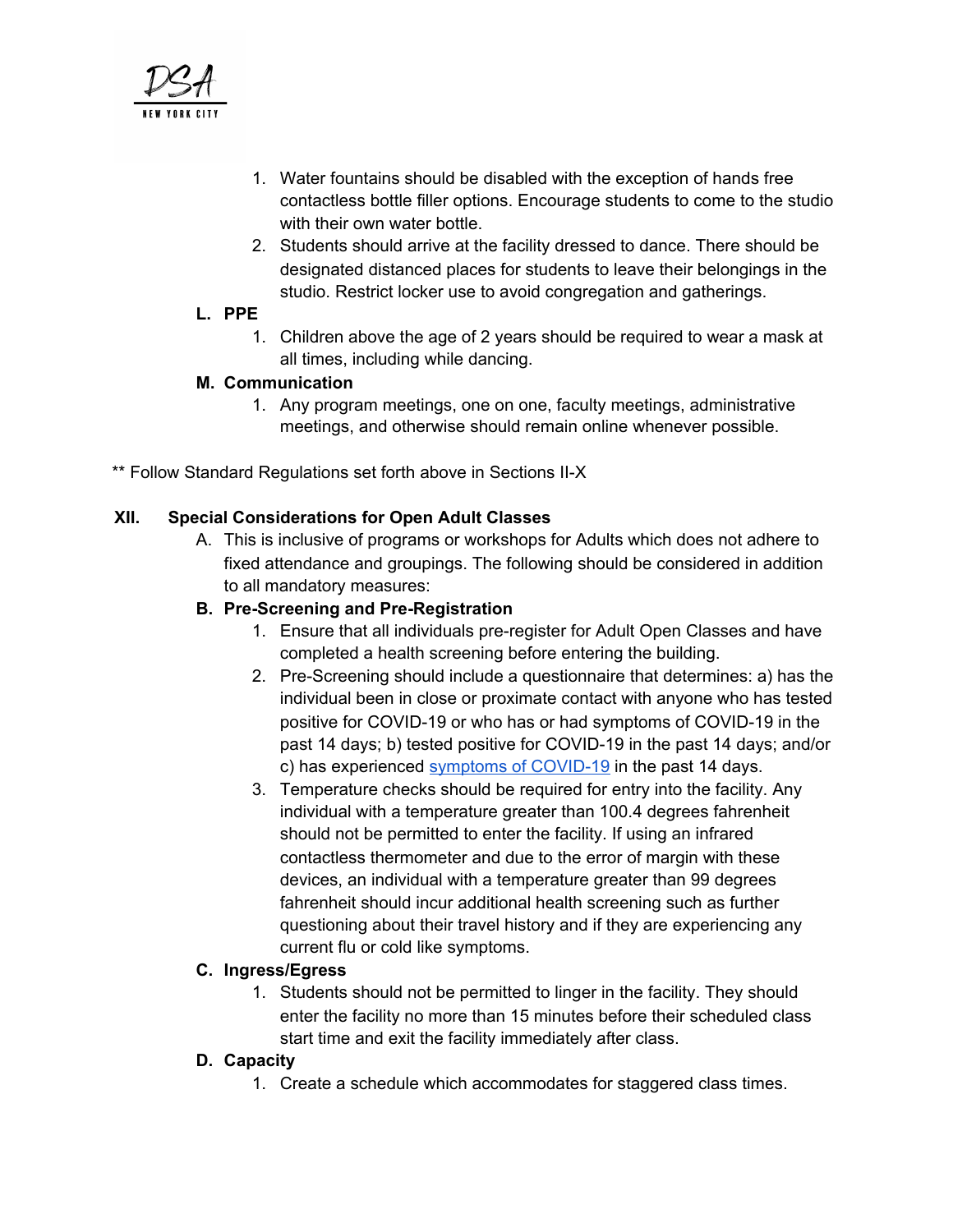1. Water fountains should be disabled with the exception of hands free contactless bottle filler options. Encourage students to come to the studio with their own water bottle.
2. Students should arrive at the facility dressed to dance. There should be designated distanced places for students to leave their belongings in the studio. Restrict locker use to avoid congregation and gatherings.

**L. PPE**

1. Children above the age of 2 years should be required to wear a mask at all times, including while dancing.

**M. Communication**

1. Any program meetings, one on one, faculty meetings, administrative meetings, and otherwise should remain online whenever possible.

** Follow Standard Regulations set forth above in Sections II-X

## XII. Special Considerations for Open Adult Classes

A. This is inclusive of programs or workshops for Adults which does not adhere to fixed attendance and groupings. The following should be considered in addition to all mandatory measures:

**B. Pre-Screening and Pre-Registration**

1. Ensure that all individuals pre-register for Adult Open Classes and have completed a health screening before entering the building.
2. Pre-Screening should include a questionnaire that determines: a) has the individual been in close or proximate contact with anyone who has tested positive for COVID-19 or who has or had symptoms of COVID-19 in the past 14 days; b) tested positive for COVID-19 in the past 14 days; and/or c) has experienced symptoms of COVID-19 in the past 14 days.
3. Temperature checks should be required for entry into the facility. Any individual with a temperature greater than 100.4 degrees fahrenheit should not be permitted to enter the facility. If using an infrared contactless thermometer and due to the error of margin with these devices, an individual with a temperature greater than 99 degrees fahrenheit should incur additional health screening such as further questioning about their travel history and if they are experiencing any current flu or cold like symptoms.

**C. Ingress/Egress**

1. Students should not be permitted to linger in the facility. They should enter the facility no more than 15 minutes before their scheduled class start time and exit the facility immediately after class.

**D. Capacity**

1. Create a schedule which accommodates for staggered class times.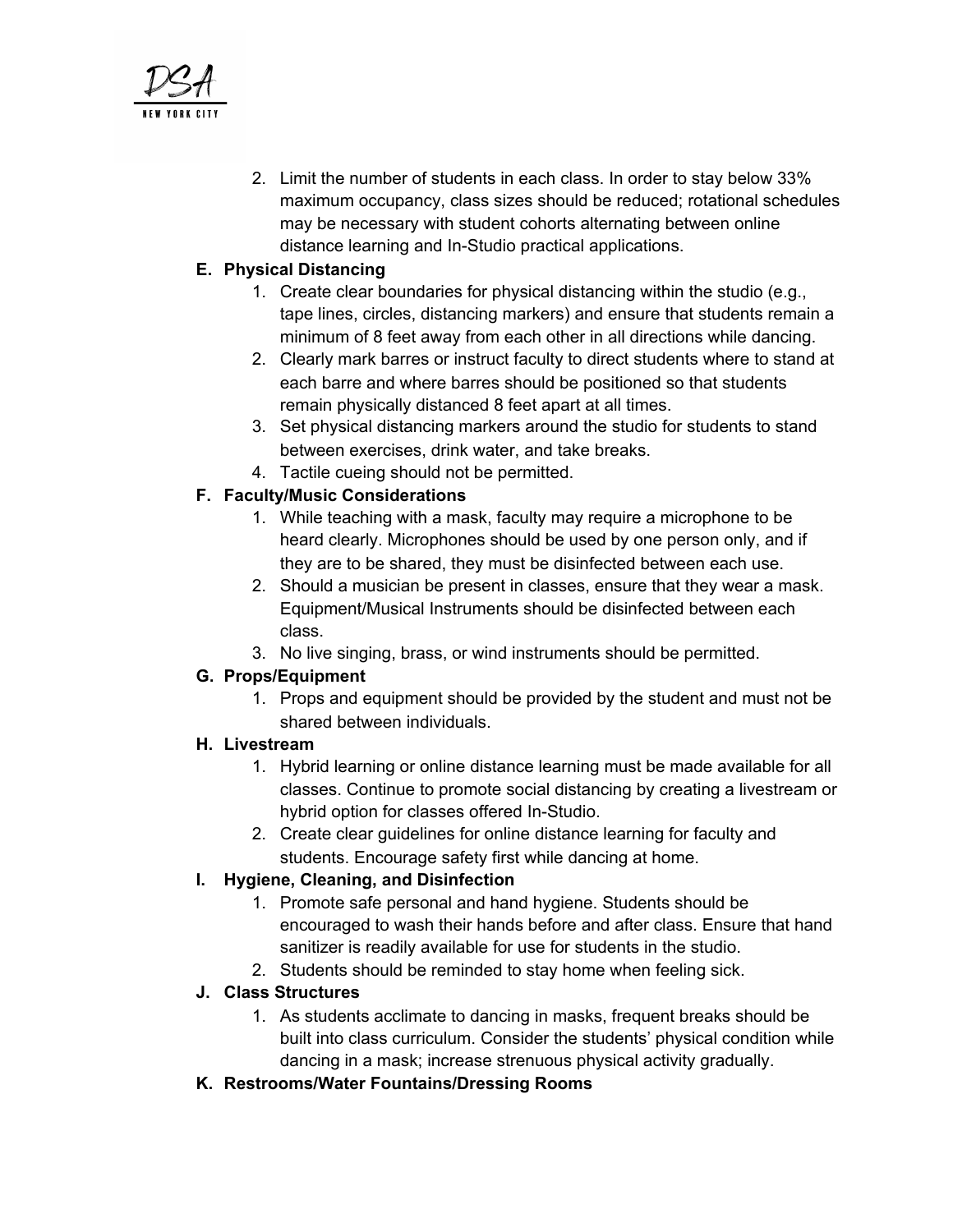2. Limit the number of students in each class. In order to stay below 33% maximum occupancy, class sizes should be reduced; rotational schedules may be necessary with student cohorts alternating between online distance learning and In-Studio practical applications.

**E. Physical Distancing**

1. Create clear boundaries for physical distancing within the studio (e.g., tape lines, circles, distancing markers) and ensure that students remain a minimum of 8 feet away from each other in all directions while dancing.
2. Clearly mark barres or instruct faculty to direct students where to stand at each barre and where barres should be positioned so that students remain physically distanced 8 feet apart at all times.
3. Set physical distancing markers around the studio for students to stand between exercises, drink water, and take breaks.
4. Tactile cueing should not be permitted.

**F. Faculty/Music Considerations**

1. While teaching with a mask, faculty may require a microphone to be heard clearly. Microphones should be used by one person only, and if they are to be shared, they must be disinfected between each use.
2. Should a musician be present in classes, ensure that they wear a mask. Equipment/Musical Instruments should be disinfected between each class.
3. No live singing, brass, or wind instruments should be permitted.

**G. Props/Equipment**

1. Props and equipment should be provided by the student and must not be shared between individuals.

**H. Livestream**

1. Hybrid learning or online distance learning must be made available for all classes. Continue to promote social distancing by creating a livestream or hybrid option for classes offered In-Studio.
2. Create clear guidelines for online distance learning for faculty and students. Encourage safety first while dancing at home.

**I. Hygiene, Cleaning, and Disinfection**

1. Promote safe personal and hand hygiene. Students should be encouraged to wash their hands before and after class. Ensure that hand sanitizer is readily available for use for students in the studio.
2. Students should be reminded to stay home when feeling sick.

**J. Class Structures**

1. As students acclimate to dancing in masks, frequent breaks should be built into class curriculum. Consider the students' physical condition while dancing in a mask; increase strenuous physical activity gradually.

**K. Restrooms/Water Fountains/Dressing Rooms**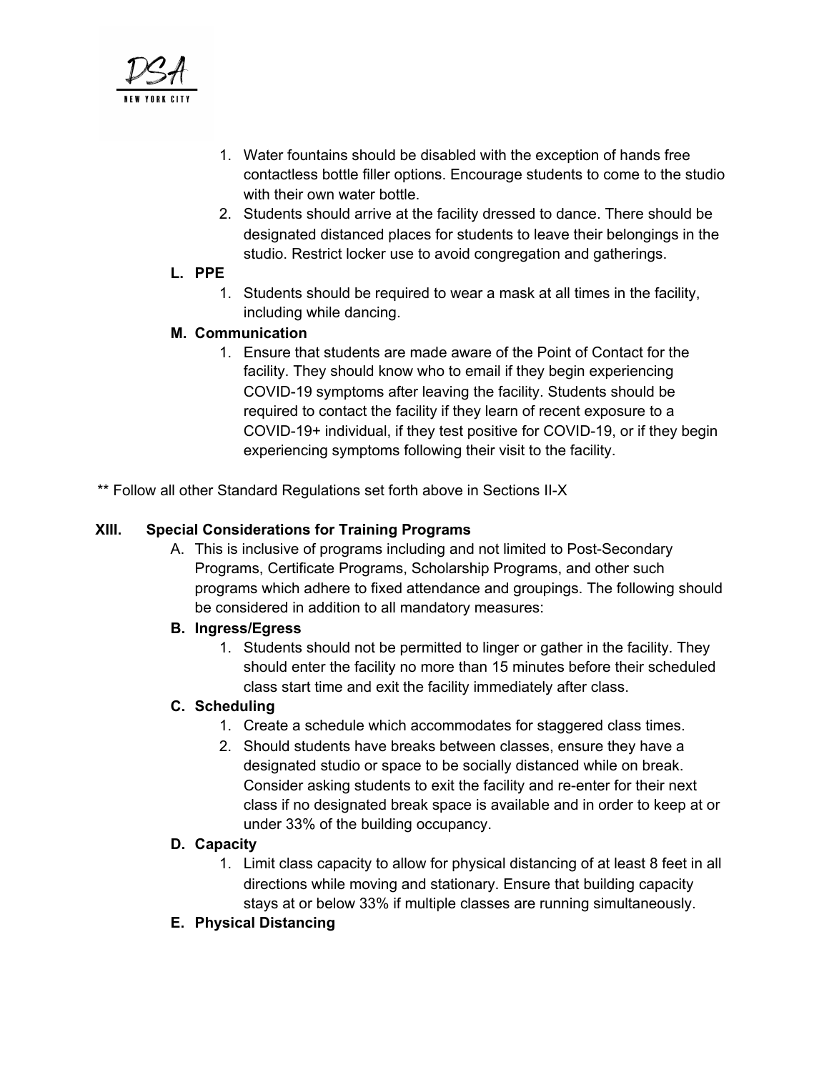1. Water fountains should be disabled with the exception of hands free contactless bottle filler options. Encourage students to come to the studio with their own water bottle.
2. Students should arrive at the facility dressed to dance. There should be designated distanced places for students to leave their belongings in the studio. Restrict locker use to avoid congregation and gatherings.

**L. PPE**

1. Students should be required to wear a mask at all times in the facility, including while dancing.

**M. Communication**

1. Ensure that students are made aware of the Point of Contact for the facility. They should know who to email if they begin experiencing COVID-19 symptoms after leaving the facility. Students should be required to contact the facility if they learn of recent exposure to a COVID-19+ individual, if they test positive for COVID-19, or if they begin experiencing symptoms following their visit to the facility.

** Follow all other Standard Regulations set forth above in Sections II-X

## XIII. Special Considerations for Training Programs

A. This is inclusive of programs including and not limited to Post-Secondary Programs, Certificate Programs, Scholarship Programs, and other such programs which adhere to fixed attendance and groupings. The following should be considered in addition to all mandatory measures:

**B. Ingress/Egress**

1. Students should not be permitted to linger or gather in the facility. They should enter the facility no more than 15 minutes before their scheduled class start time and exit the facility immediately after class.

**C. Scheduling**

1. Create a schedule which accommodates for staggered class times.
2. Should students have breaks between classes, ensure they have a designated studio or space to be socially distanced while on break. Consider asking students to exit the facility and re-enter for their next class if no designated break space is available and in order to keep at or under 33% of the building occupancy.

**D. Capacity**

1. Limit class capacity to allow for physical distancing of at least 8 feet in all directions while moving and stationary. Ensure that building capacity stays at or below 33% if multiple classes are running simultaneously.

**E. Physical Distancing**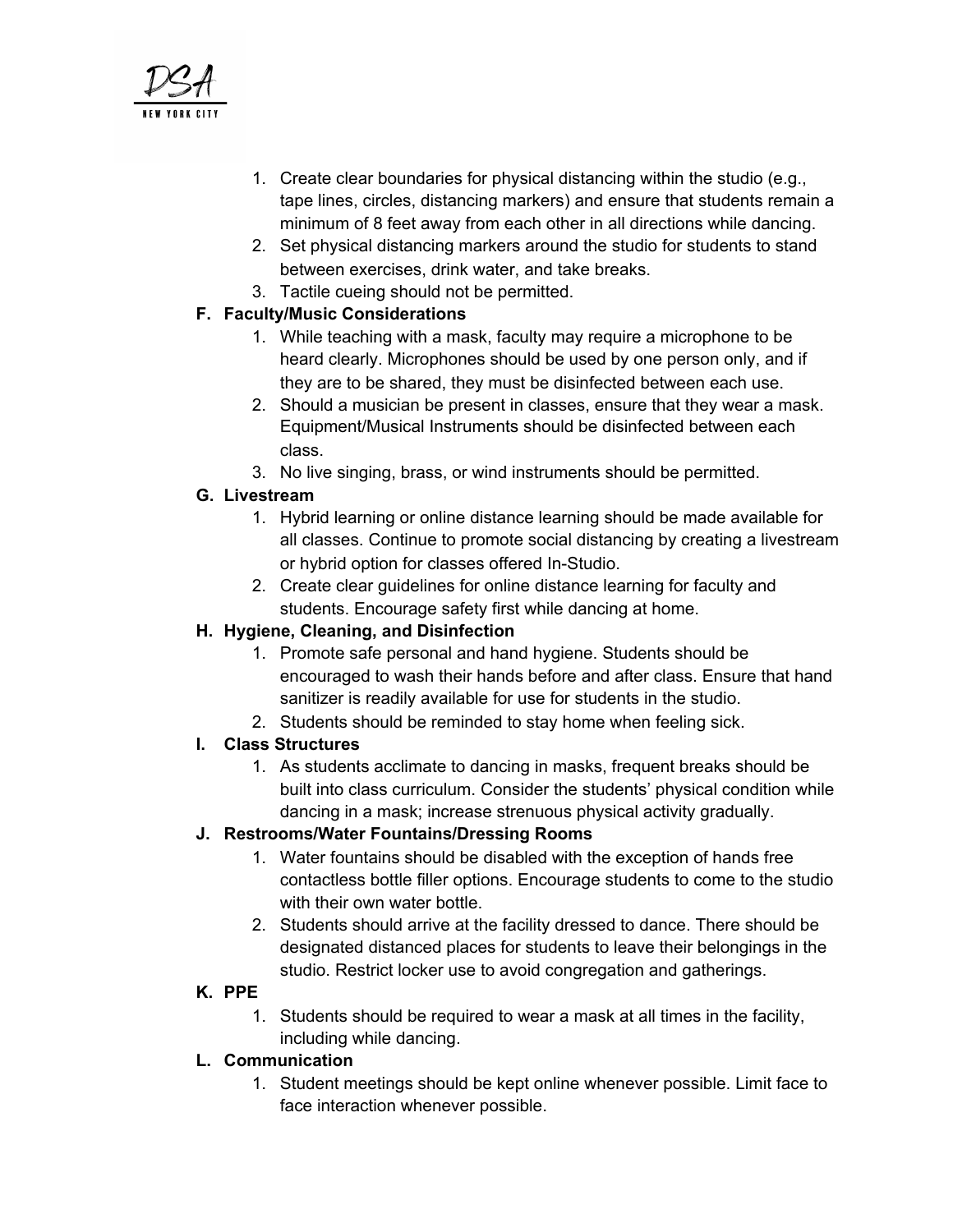1. Create clear boundaries for physical distancing within the studio (e.g., tape lines, circles, distancing markers) and ensure that students remain a minimum of 8 feet away from each other in all directions while dancing.
2. Set physical distancing markers around the studio for students to stand between exercises, drink water, and take breaks.
3. Tactile cueing should not be permitted.

**F. Faculty/Music Considerations**

1. While teaching with a mask, faculty may require a microphone to be heard clearly. Microphones should be used by one person only, and if they are to be shared, they must be disinfected between each use.
2. Should a musician be present in classes, ensure that they wear a mask. Equipment/Musical Instruments should be disinfected between each class.
3. No live singing, brass, or wind instruments should be permitted.

**G. Livestream**

1. Hybrid learning or online distance learning should be made available for all classes. Continue to promote social distancing by creating a livestream or hybrid option for classes offered In-Studio.
2. Create clear guidelines for online distance learning for faculty and students. Encourage safety first while dancing at home.

**H. Hygiene, Cleaning, and Disinfection**

1. Promote safe personal and hand hygiene. Students should be encouraged to wash their hands before and after class. Ensure that hand sanitizer is readily available for use for students in the studio.
2. Students should be reminded to stay home when feeling sick.

**I. Class Structures**

1. As students acclimate to dancing in masks, frequent breaks should be built into class curriculum. Consider the students' physical condition while dancing in a mask; increase strenuous physical activity gradually.

**J. Restrooms/Water Fountains/Dressing Rooms**

1. Water fountains should be disabled with the exception of hands free contactless bottle filler options. Encourage students to come to the studio with their own water bottle.
2. Students should arrive at the facility dressed to dance. There should be designated distanced places for students to leave their belongings in the studio. Restrict locker use to avoid congregation and gatherings.

**K. PPE**

1. Students should be required to wear a mask at all times in the facility, including while dancing.

**L. Communication**

1. Student meetings should be kept online whenever possible. Limit face to face interaction whenever possible.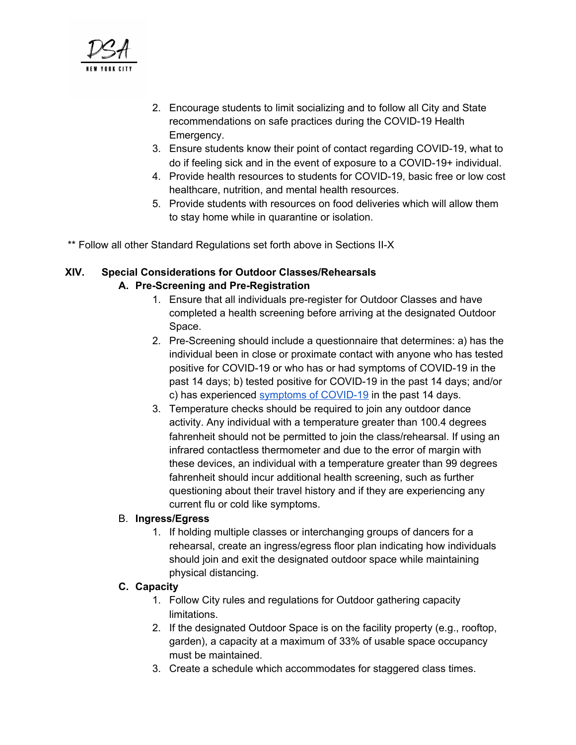2. Encourage students to limit socializing and to follow all City and State recommendations on safe practices during the COVID-19 Health Emergency.
3. Ensure students know their point of contact regarding COVID-19, what to do if feeling sick and in the event of exposure to a COVID-19+ individual.
4. Provide health resources to students for COVID-19, basic free or low cost healthcare, nutrition, and mental health resources.
5. Provide students with resources on food deliveries which will allow them to stay home while in quarantine or isolation.

** Follow all other Standard Regulations set forth above in Sections II-X

## XIV. Special Considerations for Outdoor Classes/Rehearsals

### A. Pre-Screening and Pre-Registration

1. Ensure that all individuals pre-register for Outdoor Classes and have completed a health screening before arriving at the designated Outdoor Space.
2. Pre-Screening should include a questionnaire that determines: a) has the individual been in close or proximate contact with anyone who has tested positive for COVID-19 or who has or had symptoms of COVID-19 in the past 14 days; b) tested positive for COVID-19 in the past 14 days; and/or c) has experienced symptoms of COVID-19 in the past 14 days.
3. Temperature checks should be required to join any outdoor dance activity. Any individual with a temperature greater than 100.4 degrees fahrenheit should not be permitted to join the class/rehearsal. If using an infrared contactless thermometer and due to the error of margin with these devices, an individual with a temperature greater than 99 degrees fahrenheit should incur additional health screening, such as further questioning about their travel history and if they are experiencing any current flu or cold like symptoms.

### B. Ingress/Egress

1. If holding multiple classes or interchanging groups of dancers for a rehearsal, create an ingress/egress floor plan indicating how individuals should join and exit the designated outdoor space while maintaining physical distancing.

### C. Capacity

1. Follow City rules and regulations for Outdoor gathering capacity limitations.
2. If the designated Outdoor Space is on the facility property (e.g., rooftop, garden), a capacity at a maximum of 33% of usable space occupancy must be maintained.
3. Create a schedule which accommodates for staggered class times.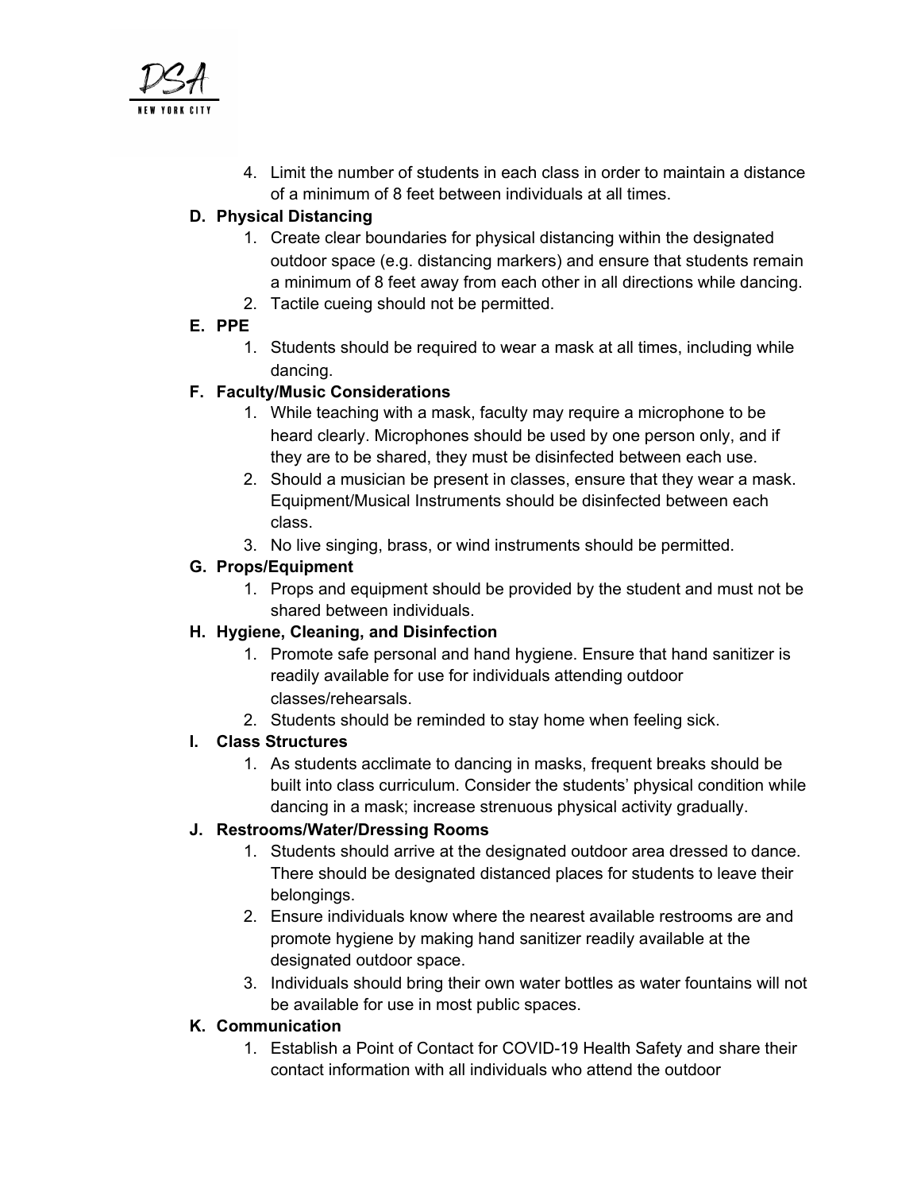4. Limit the number of students in each class in order to maintain a distance of a minimum of 8 feet between individuals at all times.

**D. Physical Distancing**

1. Create clear boundaries for physical distancing within the designated outdoor space (e.g. distancing markers) and ensure that students remain a minimum of 8 feet away from each other in all directions while dancing.
2. Tactile cueing should not be permitted.

**E. PPE**

1. Students should be required to wear a mask at all times, including while dancing.

**F. Faculty/Music Considerations**

1. While teaching with a mask, faculty may require a microphone to be heard clearly. Microphones should be used by one person only, and if they are to be shared, they must be disinfected between each use.
2. Should a musician be present in classes, ensure that they wear a mask. Equipment/Musical Instruments should be disinfected between each class.
3. No live singing, brass, or wind instruments should be permitted.

**G. Props/Equipment**

1. Props and equipment should be provided by the student and must not be shared between individuals.

**H. Hygiene, Cleaning, and Disinfection**

1. Promote safe personal and hand hygiene. Ensure that hand sanitizer is readily available for use for individuals attending outdoor classes/rehearsals.
2. Students should be reminded to stay home when feeling sick.

**I. Class Structures**

1. As students acclimate to dancing in masks, frequent breaks should be built into class curriculum. Consider the students' physical condition while dancing in a mask; increase strenuous physical activity gradually.

**J. Restrooms/Water/Dressing Rooms**

1. Students should arrive at the designated outdoor area dressed to dance. There should be designated distanced places for students to leave their belongings.
2. Ensure individuals know where the nearest available restrooms are and promote hygiene by making hand sanitizer readily available at the designated outdoor space.
3. Individuals should bring their own water bottles as water fountains will not be available for use in most public spaces.

**K. Communication**

1. Establish a Point of Contact for COVID-19 Health Safety and share their contact information with all individuals who attend the outdoor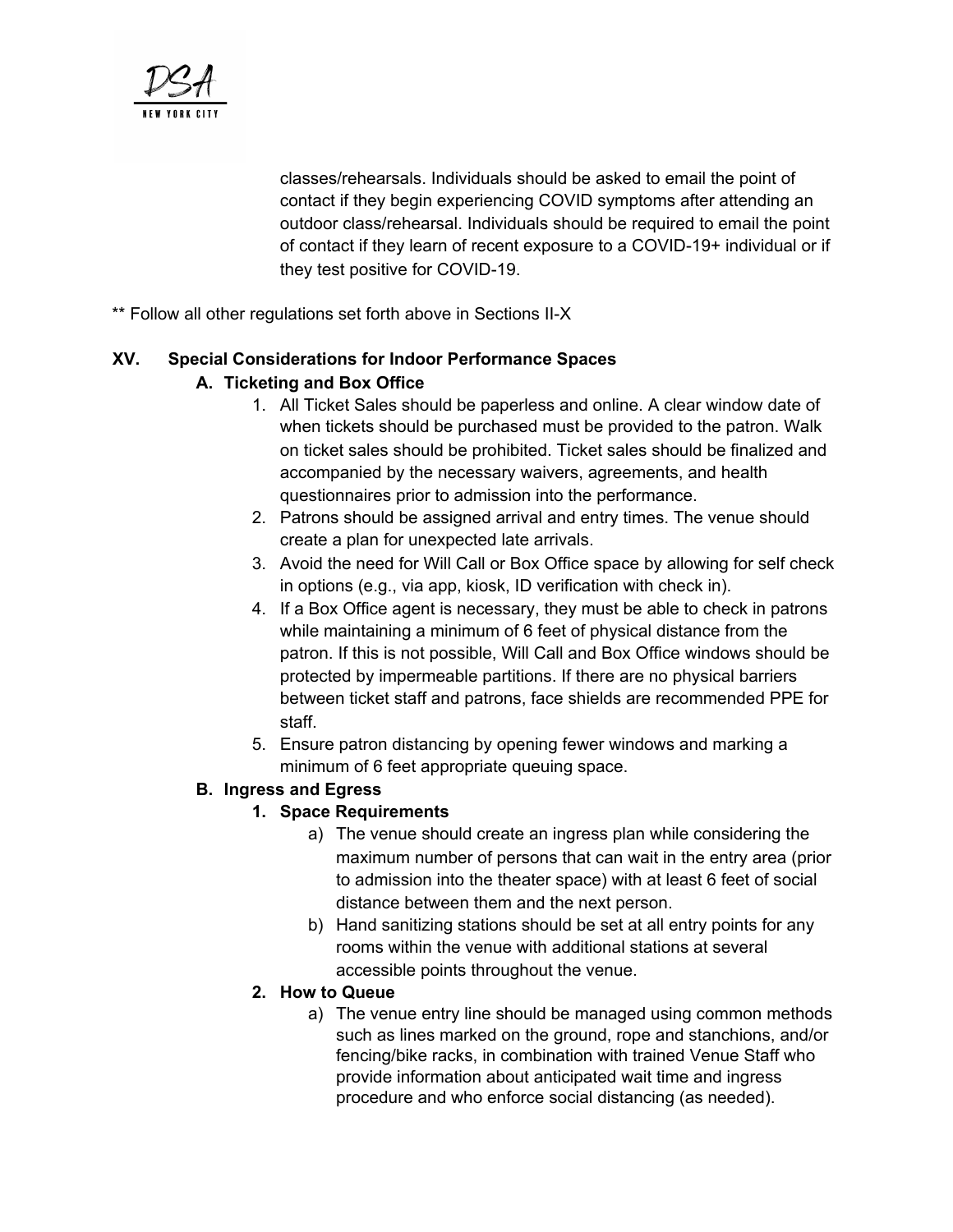classes/rehearsals. Individuals should be asked to email the point of contact if they begin experiencing COVID symptoms after attending an outdoor class/rehearsal. Individuals should be required to email the point of contact if they learn of recent exposure to a COVID-19+ individual or if they test positive for COVID-19.

** Follow all other regulations set forth above in Sections II-X

## XV. Special Considerations for Indoor Performance Spaces

### A. Ticketing and Box Office

1. All Ticket Sales should be paperless and online. A clear window date of when tickets should be purchased must be provided to the patron. Walk on ticket sales should be prohibited. Ticket sales should be finalized and accompanied by the necessary waivers, agreements, and health questionnaires prior to admission into the performance.
2. Patrons should be assigned arrival and entry times. The venue should create a plan for unexpected late arrivals.
3. Avoid the need for Will Call or Box Office space by allowing for self check in options (e.g., via app, kiosk, ID verification with check in).
4. If a Box Office agent is necessary, they must be able to check in patrons while maintaining a minimum of 6 feet of physical distance from the patron. If this is not possible, Will Call and Box Office windows should be protected by impermeable partitions. If there are no physical barriers between ticket staff and patrons, face shields are recommended PPE for staff.
5. Ensure patron distancing by opening fewer windows and marking a minimum of 6 feet appropriate queuing space.

### B. Ingress and Egress

#### 1. Space Requirements

a) The venue should create an ingress plan while considering the maximum number of persons that can wait in the entry area (prior to admission into the theater space) with at least 6 feet of social distance between them and the next person.

b) Hand sanitizing stations should be set at all entry points for any rooms within the venue with additional stations at several accessible points throughout the venue.

#### 2. How to Queue

a) The venue entry line should be managed using common methods such as lines marked on the ground, rope and stanchions, and/or fencing/bike racks, in combination with trained Venue Staff who provide information about anticipated wait time and ingress procedure and who enforce social distancing (as needed).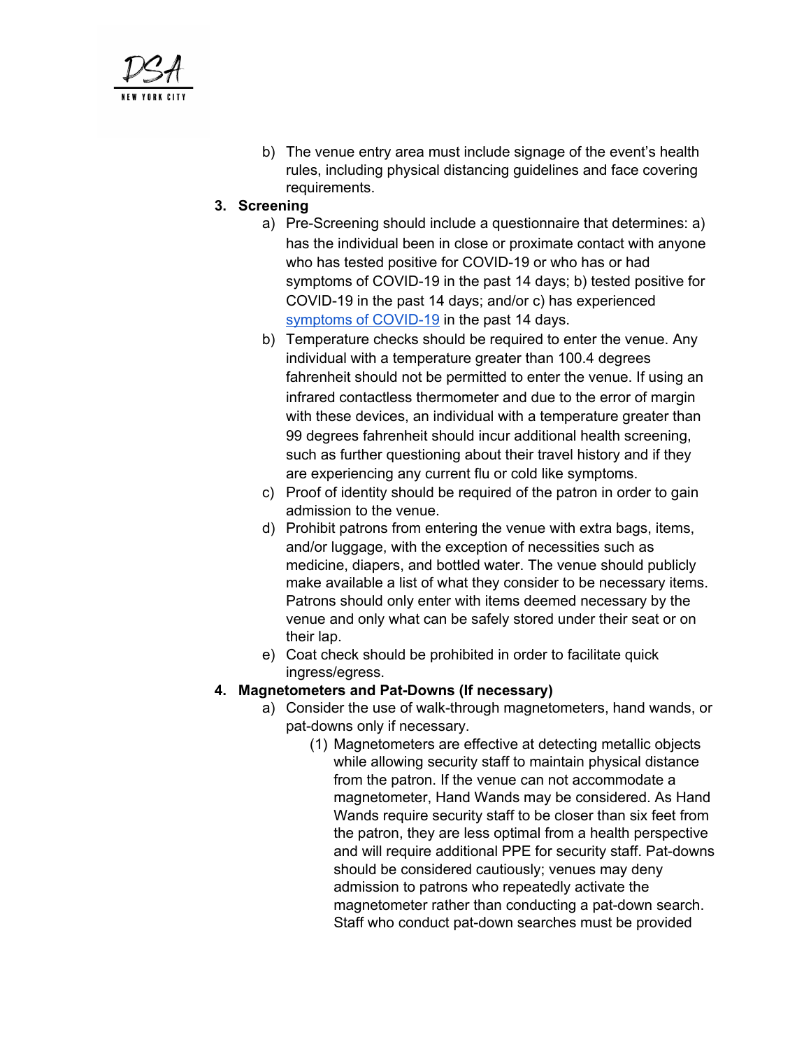b) The venue entry area must include signage of the event's health rules, including physical distancing guidelines and face covering requirements.

3. **Screening**
   a) Pre-Screening should include a questionnaire that determines: a) has the individual been in close or proximate contact with anyone who has tested positive for COVID-19 or who has or had symptoms of COVID-19 in the past 14 days; b) tested positive for COVID-19 in the past 14 days; and/or c) has experienced [symptoms of COVID-19](#) in the past 14 days.
   b) Temperature checks should be required to enter the venue. Any individual with a temperature greater than 100.4 degrees fahrenheit should not be permitted to enter the venue. If using an infrared contactless thermometer and due to the error of margin with these devices, an individual with a temperature greater than 99 degrees fahrenheit should incur additional health screening, such as further questioning about their travel history and if they are experiencing any current flu or cold like symptoms.
   c) Proof of identity should be required of the patron in order to gain admission to the venue.
   d) Prohibit patrons from entering the venue with extra bags, items, and/or luggage, with the exception of necessities such as medicine, diapers, and bottled water. The venue should publicly make available a list of what they consider to be necessary items. Patrons should only enter with items deemed necessary by the venue and only what can be safely stored under their seat or on their lap.
   e) Coat check should be prohibited in order to facilitate quick ingress/egress.

4. **Magnetometers and Pat-Downs (If necessary)**
   a) Consider the use of walk-through magnetometers, hand wands, or pat-downs only if necessary.
      (1) Magnetometers are effective at detecting metallic objects while allowing security staff to maintain physical distance from the patron. If the venue can not accommodate a magnetometer, Hand Wands may be considered. As Hand Wands require security staff to be closer than six feet from the patron, they are less optimal from a health perspective and will require additional PPE for security staff. Pat-downs should be considered cautiously; venues may deny admission to patrons who repeatedly activate the magnetometer rather than conducting a pat-down search. Staff who conduct pat-down searches must be provided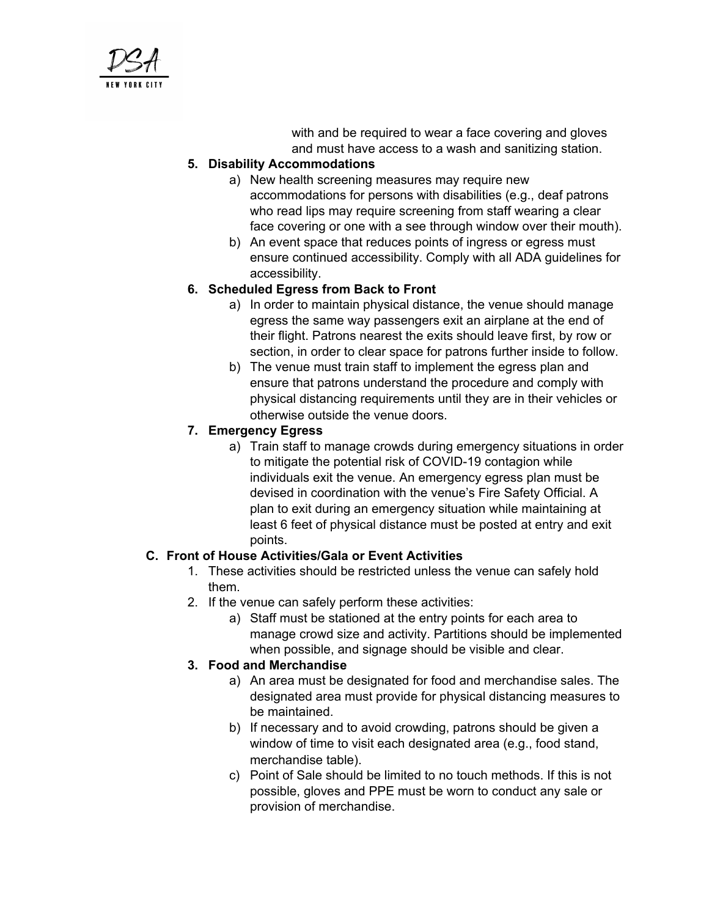with and be required to wear a face covering and gloves and must have access to a wash and sanitizing station.

5. **Disability Accommodations**
   a) New health screening measures may require new accommodations for persons with disabilities (e.g., deaf patrons who read lips may require screening from staff wearing a clear face covering or one with a see through window over their mouth).
   b) An event space that reduces points of ingress or egress must ensure continued accessibility. Comply with all ADA guidelines for accessibility.

6. **Scheduled Egress from Back to Front**
   a) In order to maintain physical distance, the venue should manage egress the same way passengers exit an airplane at the end of their flight. Patrons nearest the exits should leave first, by row or section, in order to clear space for patrons further inside to follow.
   b) The venue must train staff to implement the egress plan and ensure that patrons understand the procedure and comply with physical distancing requirements until they are in their vehicles or otherwise outside the venue doors.

7. **Emergency Egress**
   a) Train staff to manage crowds during emergency situations in order to mitigate the potential risk of COVID-19 contagion while individuals exit the venue. An emergency egress plan must be devised in coordination with the venue's Fire Safety Official. A plan to exit during an emergency situation while maintaining at least 6 feet of physical distance must be posted at entry and exit points.

**C. Front of House Activities/Gala or Event Activities**

1. These activities should be restricted unless the venue can safely hold them.
2. If the venue can safely perform these activities:
   a) Staff must be stationed at the entry points for each area to manage crowd size and activity. Partitions should be implemented when possible, and signage should be visible and clear.
3. **Food and Merchandise**
   a) An area must be designated for food and merchandise sales. The designated area must provide for physical distancing measures to be maintained.
   b) If necessary and to avoid crowding, patrons should be given a window of time to visit each designated area (e.g., food stand, merchandise table).
   c) Point of Sale should be limited to no touch methods. If this is not possible, gloves and PPE must be worn to conduct any sale or provision of merchandise.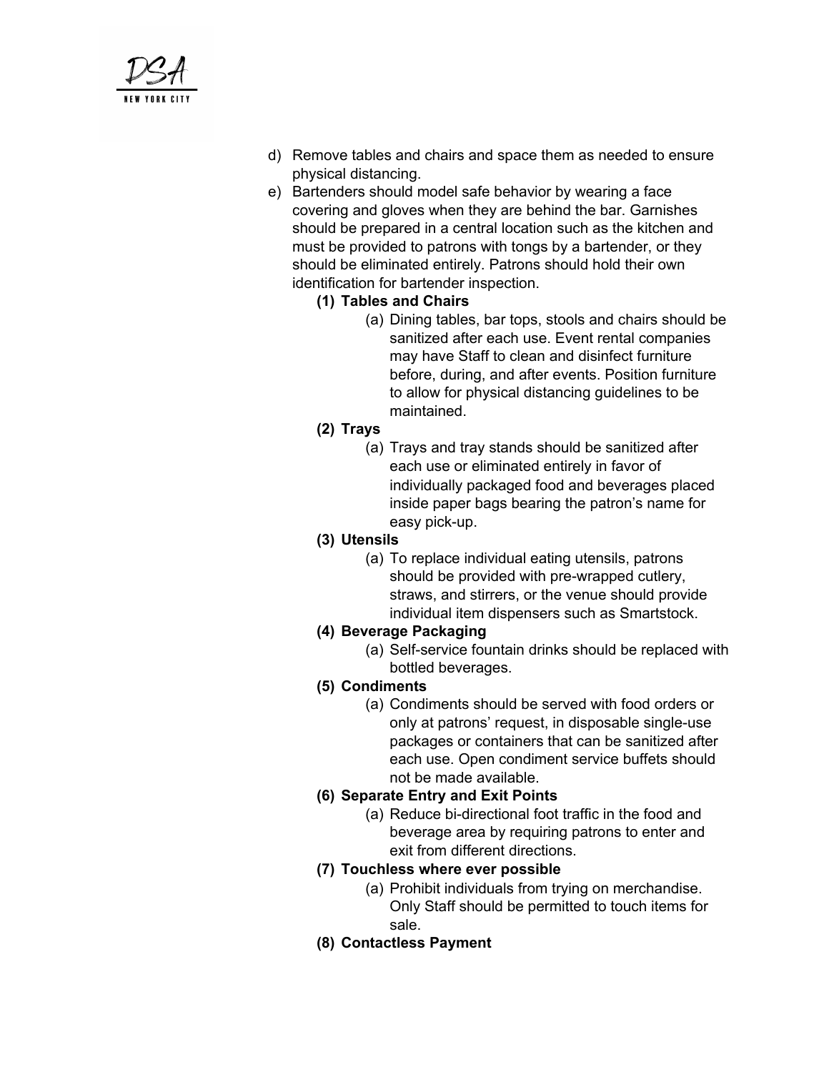d) Remove tables and chairs and space them as needed to ensure physical distancing.

e) Bartenders should model safe behavior by wearing a face covering and gloves when they are behind the bar. Garnishes should be prepared in a central location such as the kitchen and must be provided to patrons with tongs by a bartender, or they should be eliminated entirely. Patrons should hold their own identification for bartender inspection.

   **(1) Tables and Chairs**

   (a) Dining tables, bar tops, stools and chairs should be sanitized after each use. Event rental companies may have Staff to clean and disinfect furniture before, during, and after events. Position furniture to allow for physical distancing guidelines to be maintained.

   **(2) Trays**

   (a) Trays and tray stands should be sanitized after each use or eliminated entirely in favor of individually packaged food and beverages placed inside paper bags bearing the patron's name for easy pick-up.

   **(3) Utensils**

   (a) To replace individual eating utensils, patrons should be provided with pre-wrapped cutlery, straws, and stirrers, or the venue should provide individual item dispensers such as Smartstock.

   **(4) Beverage Packaging**

   (a) Self-service fountain drinks should be replaced with bottled beverages.

   **(5) Condiments**

   (a) Condiments should be served with food orders or only at patrons' request, in disposable single-use packages or containers that can be sanitized after each use. Open condiment service buffets should not be made available.

   **(6) Separate Entry and Exit Points**

   (a) Reduce bi-directional foot traffic in the food and beverage area by requiring patrons to enter and exit from different directions.

   **(7) Touchless where ever possible**

   (a) Prohibit individuals from trying on merchandise. Only Staff should be permitted to touch items for sale.

   **(8) Contactless Payment**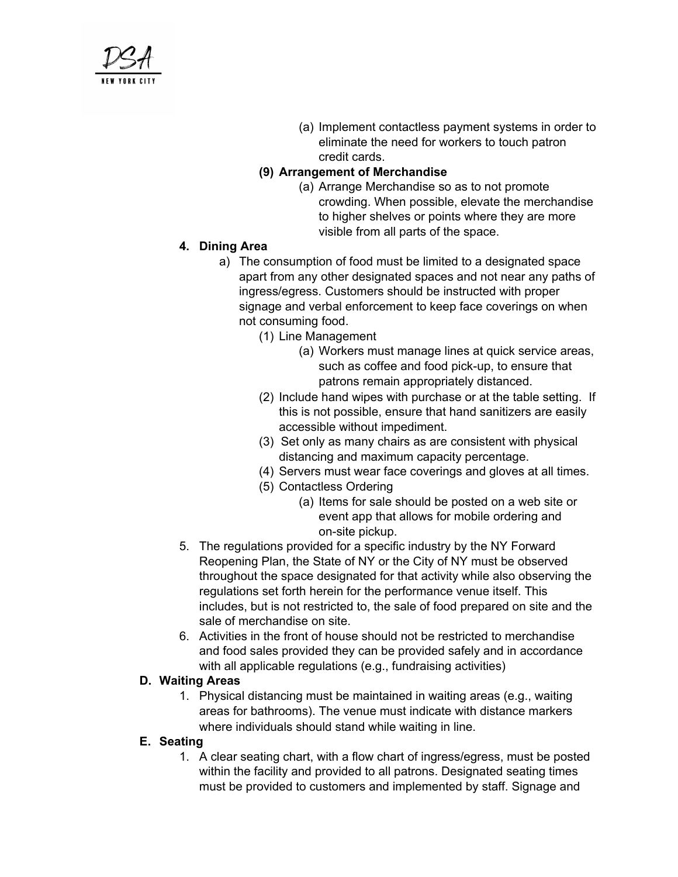(a) Implement contactless payment systems in order to eliminate the need for workers to touch patron credit cards.

**(9) Arrangement of Merchandise**

(a) Arrange Merchandise so as to not promote crowding. When possible, elevate the merchandise to higher shelves or points where they are more visible from all parts of the space.

**4. Dining Area**

a) The consumption of food must be limited to a designated space apart from any other designated spaces and not near any paths of ingress/egress. Customers should be instructed with proper signage and verbal enforcement to keep face coverings on when not consuming food.

(1) Line Management

(a) Workers must manage lines at quick service areas, such as coffee and food pick-up, to ensure that patrons remain appropriately distanced.

(2) Include hand wipes with purchase or at the table setting. If this is not possible, ensure that hand sanitizers are easily accessible without impediment.

(3) Set only as many chairs as are consistent with physical distancing and maximum capacity percentage.

(4) Servers must wear face coverings and gloves at all times.

(5) Contactless Ordering

(a) Items for sale should be posted on a web site or event app that allows for mobile ordering and on-site pickup.

5. The regulations provided for a specific industry by the NY Forward Reopening Plan, the State of NY or the City of NY must be observed throughout the space designated for that activity while also observing the regulations set forth herein for the performance venue itself. This includes, but is not restricted to, the sale of food prepared on site and the sale of merchandise on site.

6. Activities in the front of house should not be restricted to merchandise and food sales provided they can be provided safely and in accordance with all applicable regulations (e.g., fundraising activities)

**D. Waiting Areas**

1. Physical distancing must be maintained in waiting areas (e.g., waiting areas for bathrooms). The venue must indicate with distance markers where individuals should stand while waiting in line.

**E. Seating**

1. A clear seating chart, with a flow chart of ingress/egress, must be posted within the facility and provided to all patrons. Designated seating times must be provided to customers and implemented by staff. Signage and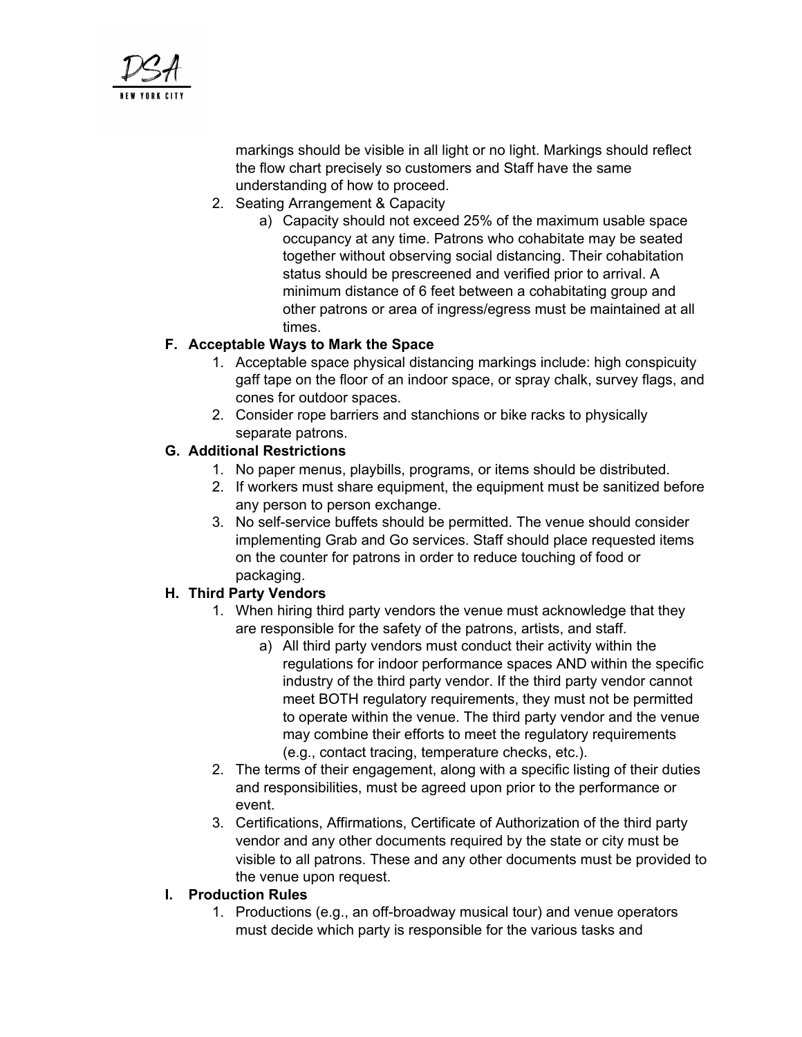markings should be visible in all light or no light. Markings should reflect the flow chart precisely so customers and Staff have the same understanding of how to proceed.

2. Seating Arrangement & Capacity
    a) Capacity should not exceed 25% of the maximum usable space occupancy at any time. Patrons who cohabitate may be seated together without observing social distancing. Their cohabitation status should be prescreened and verified prior to arrival. A minimum distance of 6 feet between a cohabitating group and other patrons or area of ingress/egress must be maintained at all times.

**F. Acceptable Ways to Mark the Space**

1. Acceptable space physical distancing markings include: high conspicuity gaff tape on the floor of an indoor space, or spray chalk, survey flags, and cones for outdoor spaces.
2. Consider rope barriers and stanchions or bike racks to physically separate patrons.

**G. Additional Restrictions**

1. No paper menus, playbills, programs, or items should be distributed.
2. If workers must share equipment, the equipment must be sanitized before any person to person exchange.
3. No self-service buffets should be permitted. The venue should consider implementing Grab and Go services. Staff should place requested items on the counter for patrons in order to reduce touching of food or packaging.

**H. Third Party Vendors**

1. When hiring third party vendors the venue must acknowledge that they are responsible for the safety of the patrons, artists, and staff.
    a) All third party vendors must conduct their activity within the regulations for indoor performance spaces AND within the specific industry of the third party vendor. If the third party vendor cannot meet BOTH regulatory requirements, they must not be permitted to operate within the venue. The third party vendor and the venue may combine their efforts to meet the regulatory requirements (e.g., contact tracing, temperature checks, etc.).
2. The terms of their engagement, along with a specific listing of their duties and responsibilities, must be agreed upon prior to the performance or event.
3. Certifications, Affirmations, Certificate of Authorization of the third party vendor and any other documents required by the state or city must be visible to all patrons. These and any other documents must be provided to the venue upon request.

**I. Production Rules**

1. Productions (e.g., an off-broadway musical tour) and venue operators must decide which party is responsible for the various tasks and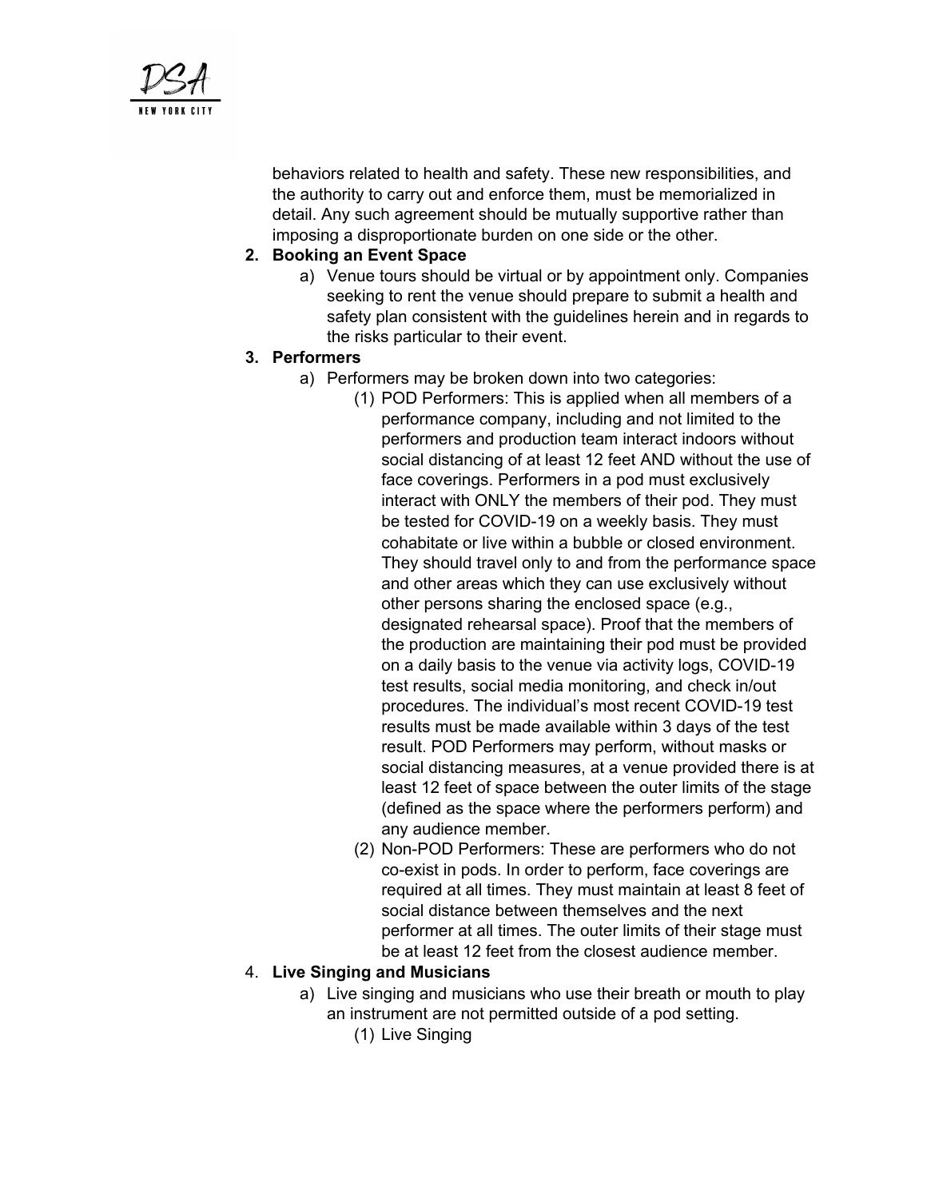behaviors related to health and safety. These new responsibilities, and the authority to carry out and enforce them, must be memorialized in detail. Any such agreement should be mutually supportive rather than imposing a disproportionate burden on one side or the other.

2. **Booking an Event Space**
    a) Venue tours should be virtual or by appointment only. Companies seeking to rent the venue should prepare to submit a health and safety plan consistent with the guidelines herein and in regards to the risks particular to their event.

3. **Performers**
    a) Performers may be broken down into two categories:
        (1) POD Performers: This is applied when all members of a performance company, including and not limited to the performers and production team interact indoors without social distancing of at least 12 feet AND without the use of face coverings. Performers in a pod must exclusively interact with ONLY the members of their pod. They must be tested for COVID-19 on a weekly basis. They must cohabitate or live within a bubble or closed environment. They should travel only to and from the performance space and other areas which they can use exclusively without other persons sharing the enclosed space (e.g., designated rehearsal space). Proof that the members of the production are maintaining their pod must be provided on a daily basis to the venue via activity logs, COVID-19 test results, social media monitoring, and check in/out procedures. The individual's most recent COVID-19 test results must be made available within 3 days of the test result. POD Performers may perform, without masks or social distancing measures, at a venue provided there is at least 12 feet of space between the outer limits of the stage (defined as the space where the performers perform) and any audience member.
        (2) Non-POD Performers: These are performers who do not co-exist in pods. In order to perform, face coverings are required at all times. They must maintain at least 8 feet of social distance between themselves and the next performer at all times. The outer limits of their stage must be at least 12 feet from the closest audience member.

4. **Live Singing and Musicians**
    a) Live singing and musicians who use their breath or mouth to play an instrument are not permitted outside of a pod setting.
        (1) Live Singing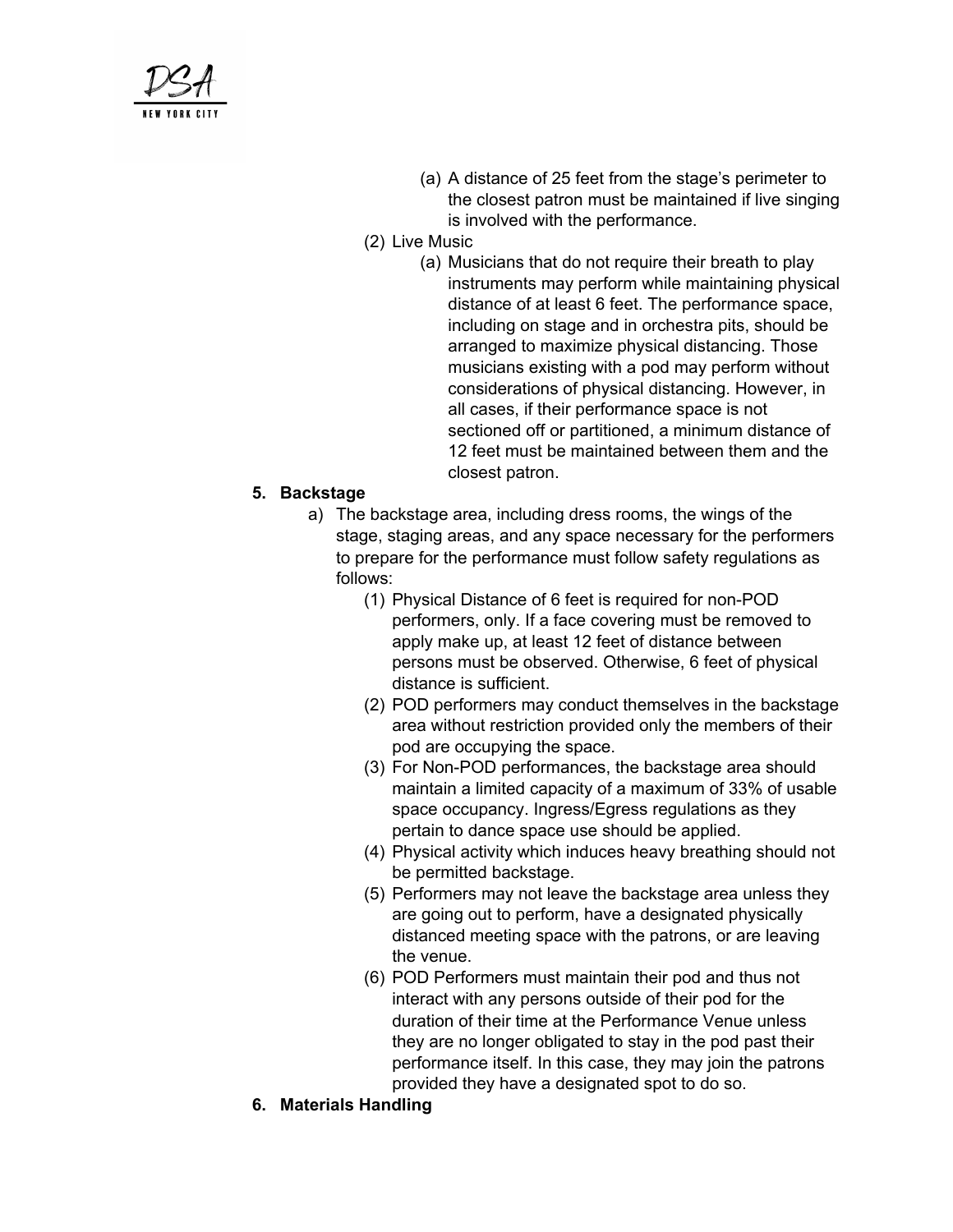(a) A distance of 25 feet from the stage's perimeter to the closest patron must be maintained if live singing is involved with the performance.

(2) Live Music

(a) Musicians that do not require their breath to play instruments may perform while maintaining physical distance of at least 6 feet. The performance space, including on stage and in orchestra pits, should be arranged to maximize physical distancing. Those musicians existing with a pod may perform without considerations of physical distancing. However, in all cases, if their performance space is not sectioned off or partitioned, a minimum distance of 12 feet must be maintained between them and the closest patron.

**5. Backstage**

a) The backstage area, including dress rooms, the wings of the stage, staging areas, and any space necessary for the performers to prepare for the performance must follow safety regulations as follows:

(1) Physical Distance of 6 feet is required for non-POD performers, only. If a face covering must be removed to apply make up, at least 12 feet of distance between persons must be observed. Otherwise, 6 feet of physical distance is sufficient.

(2) POD performers may conduct themselves in the backstage area without restriction provided only the members of their pod are occupying the space.

(3) For Non-POD performances, the backstage area should maintain a limited capacity of a maximum of 33% of usable space occupancy. Ingress/Egress regulations as they pertain to dance space use should be applied.

(4) Physical activity which induces heavy breathing should not be permitted backstage.

(5) Performers may not leave the backstage area unless they are going out to perform, have a designated physically distanced meeting space with the patrons, or are leaving the venue.

(6) POD Performers must maintain their pod and thus not interact with any persons outside of their pod for the duration of their time at the Performance Venue unless they are no longer obligated to stay in the pod past their performance itself. In this case, they may join the patrons provided they have a designated spot to do so.

**6. Materials Handling**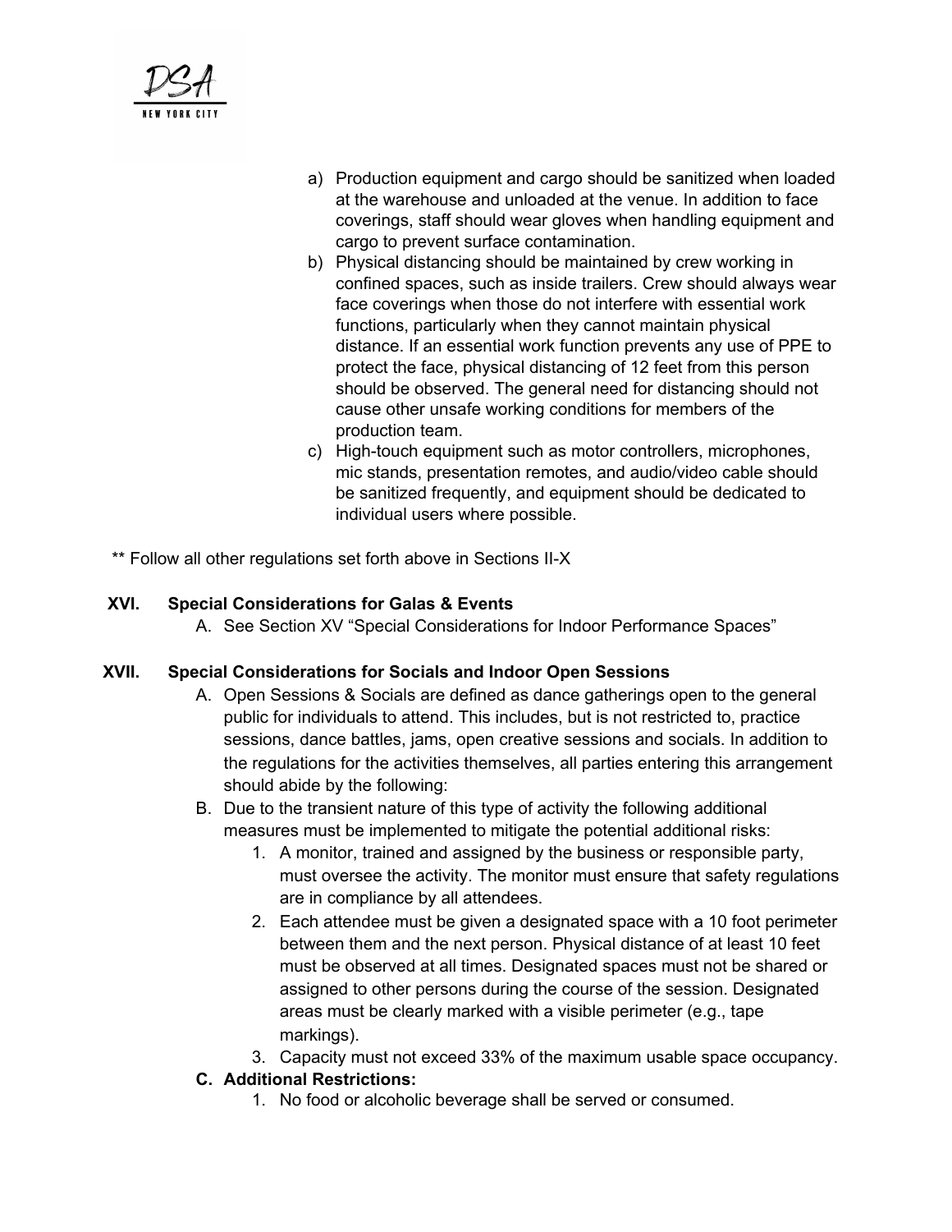a) Production equipment and cargo should be sanitized when loaded at the warehouse and unloaded at the venue. In addition to face coverings, staff should wear gloves when handling equipment and cargo to prevent surface contamination.
b) Physical distancing should be maintained by crew working in confined spaces, such as inside trailers. Crew should always wear face coverings when those do not interfere with essential work functions, particularly when they cannot maintain physical distance. If an essential work function prevents any use of PPE to protect the face, physical distancing of 12 feet from this person should be observed. The general need for distancing should not cause other unsafe working conditions for members of the production team.
c) High-touch equipment such as motor controllers, microphones, mic stands, presentation remotes, and audio/video cable should be sanitized frequently, and equipment should be dedicated to individual users where possible.

** Follow all other regulations set forth above in Sections II-X

## XVI. Special Considerations for Galas & Events

A. See Section XV "Special Considerations for Indoor Performance Spaces"

## XVII. Special Considerations for Socials and Indoor Open Sessions

A. Open Sessions & Socials are defined as dance gatherings open to the general public for individuals to attend. This includes, but is not restricted to, practice sessions, dance battles, jams, open creative sessions and socials. In addition to the regulations for the activities themselves, all parties entering this arrangement should abide by the following:

B. Due to the transient nature of this type of activity the following additional measures must be implemented to mitigate the potential additional risks:
   1. A monitor, trained and assigned by the business or responsible party, must oversee the activity. The monitor must ensure that safety regulations are in compliance by all attendees.
   2. Each attendee must be given a designated space with a 10 foot perimeter between them and the next person. Physical distance of at least 10 feet must be observed at all times. Designated spaces must not be shared or assigned to other persons during the course of the session. Designated areas must be clearly marked with a visible perimeter (e.g., tape markings).
   3. Capacity must not exceed 33% of the maximum usable space occupancy.

**C. Additional Restrictions:**
   1. No food or alcoholic beverage shall be served or consumed.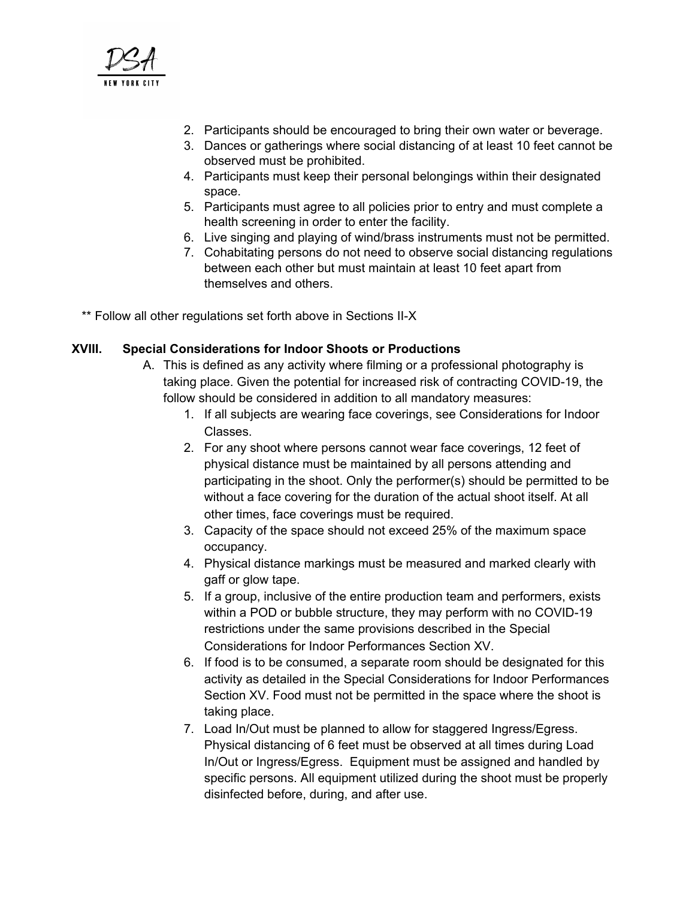2. Participants should be encouraged to bring their own water or beverage.
3. Dances or gatherings where social distancing of at least 10 feet cannot be observed must be prohibited.
4. Participants must keep their personal belongings within their designated space.
5. Participants must agree to all policies prior to entry and must complete a health screening in order to enter the facility.
6. Live singing and playing of wind/brass instruments must not be permitted.
7. Cohabitating persons do not need to observe social distancing regulations between each other but must maintain at least 10 feet apart from themselves and others.

** Follow all other regulations set forth above in Sections II-X

## XVIII. Special Considerations for Indoor Shoots or Productions

A. This is defined as any activity where filming or a professional photography is taking place. Given the potential for increased risk of contracting COVID-19, the follow should be considered in addition to all mandatory measures:

1. If all subjects are wearing face coverings, see Considerations for Indoor Classes.
2. For any shoot where persons cannot wear face coverings, 12 feet of physical distance must be maintained by all persons attending and participating in the shoot. Only the performer(s) should be permitted to be without a face covering for the duration of the actual shoot itself. At all other times, face coverings must be required.
3. Capacity of the space should not exceed 25% of the maximum space occupancy.
4. Physical distance markings must be measured and marked clearly with gaff or glow tape.
5. If a group, inclusive of the entire production team and performers, exists within a POD or bubble structure, they may perform with no COVID-19 restrictions under the same provisions described in the Special Considerations for Indoor Performances Section XV.
6. If food is to be consumed, a separate room should be designated for this activity as detailed in the Special Considerations for Indoor Performances Section XV. Food must not be permitted in the space where the shoot is taking place.
7. Load In/Out must be planned to allow for staggered Ingress/Egress. Physical distancing of 6 feet must be observed at all times during Load In/Out or Ingress/Egress. Equipment must be assigned and handled by specific persons. All equipment utilized during the shoot must be properly disinfected before, during, and after use.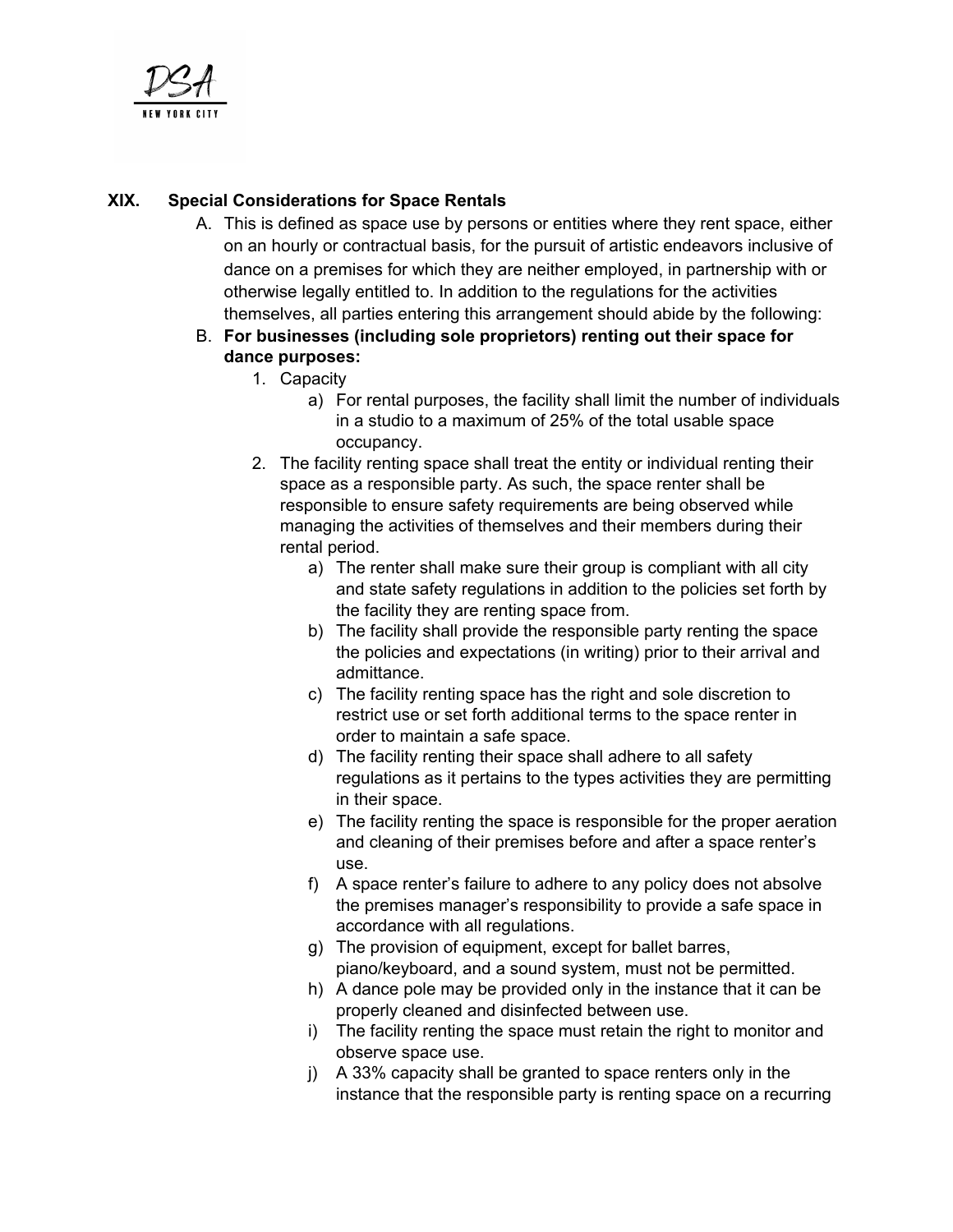## XIX. Special Considerations for Space Rentals

A. This is defined as space use by persons or entities where they rent space, either on an hourly or contractual basis, for the pursuit of artistic endeavors inclusive of dance on a premises for which they are neither employed, in partnership with or otherwise legally entitled to. In addition to the regulations for the activities themselves, all parties entering this arrangement should abide by the following:

B. **For businesses (including sole proprietors) renting out their space for dance purposes:**

1. Capacity
    a) For rental purposes, the facility shall limit the number of individuals in a studio to a maximum of 25% of the total usable space occupancy.
2. The facility renting space shall treat the entity or individual renting their space as a responsible party. As such, the space renter shall be responsible to ensure safety requirements are being observed while managing the activities of themselves and their members during their rental period.
    a) The renter shall make sure their group is compliant with all city and state safety regulations in addition to the policies set forth by the facility they are renting space from.
    b) The facility shall provide the responsible party renting the space the policies and expectations (in writing) prior to their arrival and admittance.
    c) The facility renting space has the right and sole discretion to restrict use or set forth additional terms to the space renter in order to maintain a safe space.
    d) The facility renting their space shall adhere to all safety regulations as it pertains to the types activities they are permitting in their space.
    e) The facility renting the space is responsible for the proper aeration and cleaning of their premises before and after a space renter's use.
    f) A space renter's failure to adhere to any policy does not absolve the premises manager's responsibility to provide a safe space in accordance with all regulations.
    g) The provision of equipment, except for ballet barres, piano/keyboard, and a sound system, must not be permitted.
    h) A dance pole may be provided only in the instance that it can be properly cleaned and disinfected between use.
    i) The facility renting the space must retain the right to monitor and observe space use.
    j) A 33% capacity shall be granted to space renters only in the instance that the responsible party is renting space on a recurring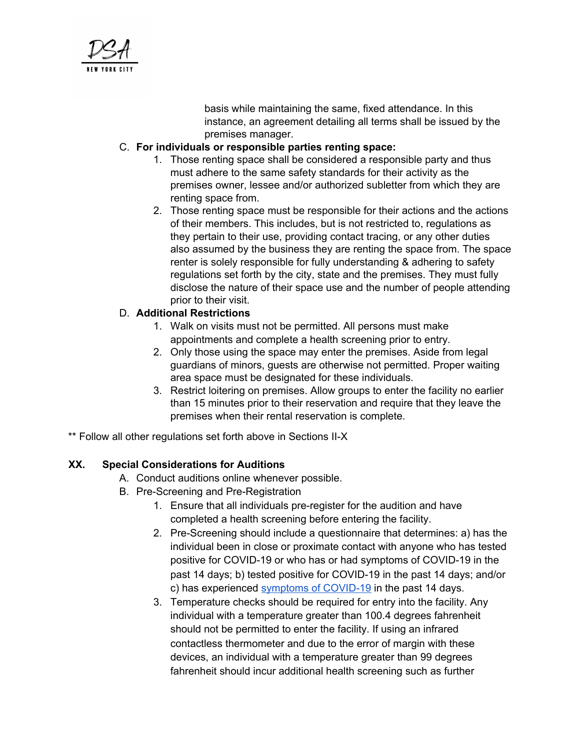basis while maintaining the same, fixed attendance. In this instance, an agreement detailing all terms shall be issued by the premises manager.

C. **For individuals or responsible parties renting space:**
   1. Those renting space shall be considered a responsible party and thus must adhere to the same safety standards for their activity as the premises owner, lessee and/or authorized subletter from which they are renting space from.
   2. Those renting space must be responsible for their actions and the actions of their members. This includes, but is not restricted to, regulations as they pertain to their use, providing contact tracing, or any other duties also assumed by the business they are renting the space from. The space renter is solely responsible for fully understanding & adhering to safety regulations set forth by the city, state and the premises. They must fully disclose the nature of their space use and the number of people attending prior to their visit.

D. **Additional Restrictions**
   1. Walk on visits must not be permitted. All persons must make appointments and complete a health screening prior to entry.
   2. Only those using the space may enter the premises. Aside from legal guardians of minors, guests are otherwise not permitted. Proper waiting area space must be designated for these individuals.
   3. Restrict loitering on premises. Allow groups to enter the facility no earlier than 15 minutes prior to their reservation and require that they leave the premises when their rental reservation is complete.

** Follow all other regulations set forth above in Sections II-X

## XX. Special Considerations for Auditions

A. Conduct auditions online whenever possible.

B. Pre-Screening and Pre-Registration
   1. Ensure that all individuals pre-register for the audition and have completed a health screening before entering the facility.
   2. Pre-Screening should include a questionnaire that determines: a) has the individual been in close or proximate contact with anyone who has tested positive for COVID-19 or who has or had symptoms of COVID-19 in the past 14 days; b) tested positive for COVID-19 in the past 14 days; and/or c) has experienced [symptoms of COVID-19]() in the past 14 days.
   3. Temperature checks should be required for entry into the facility. Any individual with a temperature greater than 100.4 degrees fahrenheit should not be permitted to enter the facility. If using an infrared contactless thermometer and due to the error of margin with these devices, an individual with a temperature greater than 99 degrees fahrenheit should incur additional health screening such as further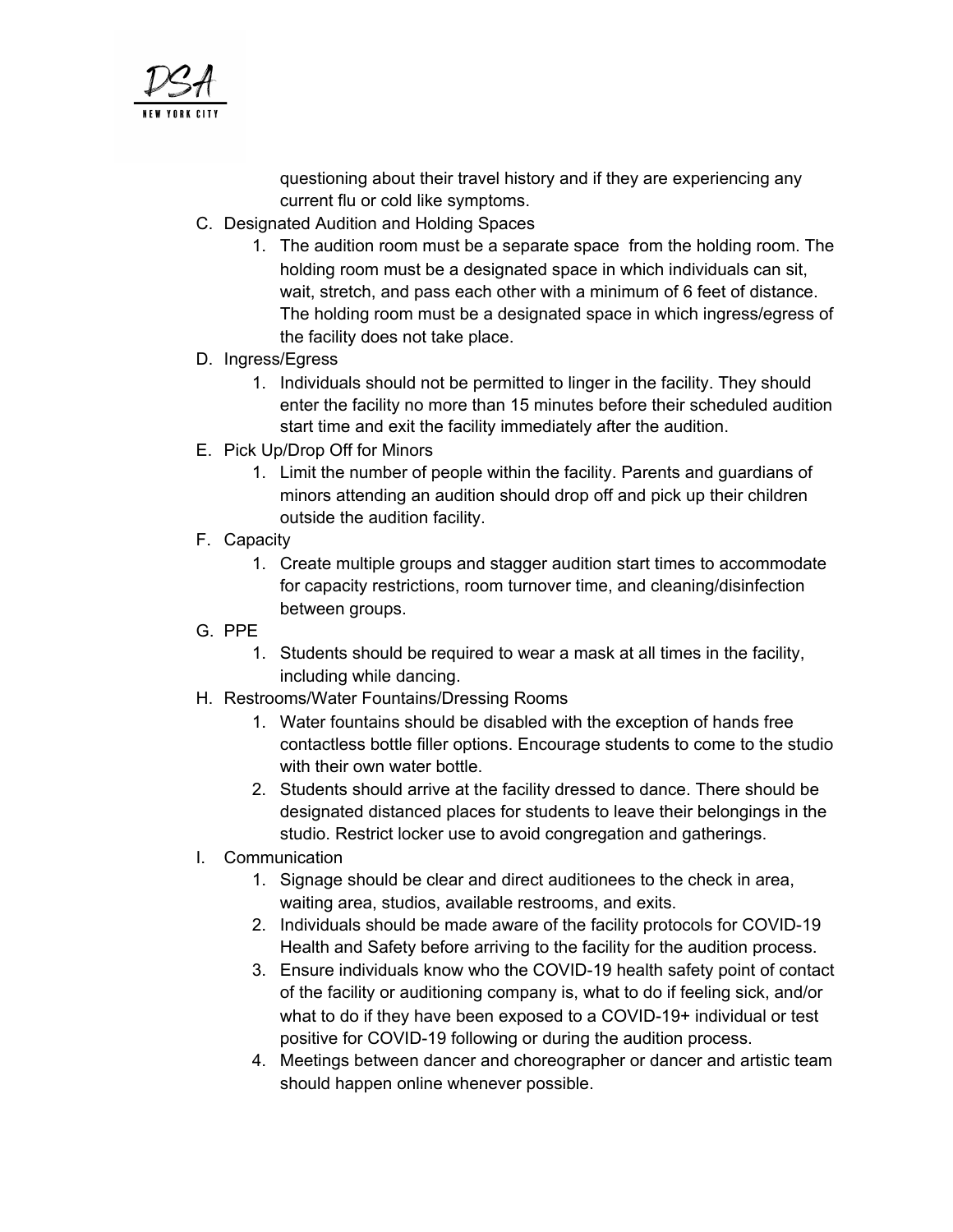questioning about their travel history and if they are experiencing any current flu or cold like symptoms.

C. Designated Audition and Holding Spaces
    1. The audition room must be a separate space from the holding room. The holding room must be a designated space in which individuals can sit, wait, stretch, and pass each other with a minimum of 6 feet of distance. The holding room must be a designated space in which ingress/egress of the facility does not take place.

D. Ingress/Egress
    1. Individuals should not be permitted to linger in the facility. They should enter the facility no more than 15 minutes before their scheduled audition start time and exit the facility immediately after the audition.

E. Pick Up/Drop Off for Minors
    1. Limit the number of people within the facility. Parents and guardians of minors attending an audition should drop off and pick up their children outside the audition facility.

F. Capacity
    1. Create multiple groups and stagger audition start times to accommodate for capacity restrictions, room turnover time, and cleaning/disinfection between groups.

G. PPE
    1. Students should be required to wear a mask at all times in the facility, including while dancing.

H. Restrooms/Water Fountains/Dressing Rooms
    1. Water fountains should be disabled with the exception of hands free contactless bottle filler options. Encourage students to come to the studio with their own water bottle.
    2. Students should arrive at the facility dressed to dance. There should be designated distanced places for students to leave their belongings in the studio. Restrict locker use to avoid congregation and gatherings.

I. Communication
    1. Signage should be clear and direct auditionees to the check in area, waiting area, studios, available restrooms, and exits.
    2. Individuals should be made aware of the facility protocols for COVID-19 Health and Safety before arriving to the facility for the audition process.
    3. Ensure individuals know who the COVID-19 health safety point of contact of the facility or auditioning company is, what to do if feeling sick, and/or what to do if they have been exposed to a COVID-19+ individual or test positive for COVID-19 following or during the audition process.
    4. Meetings between dancer and choreographer or dancer and artistic team should happen online whenever possible.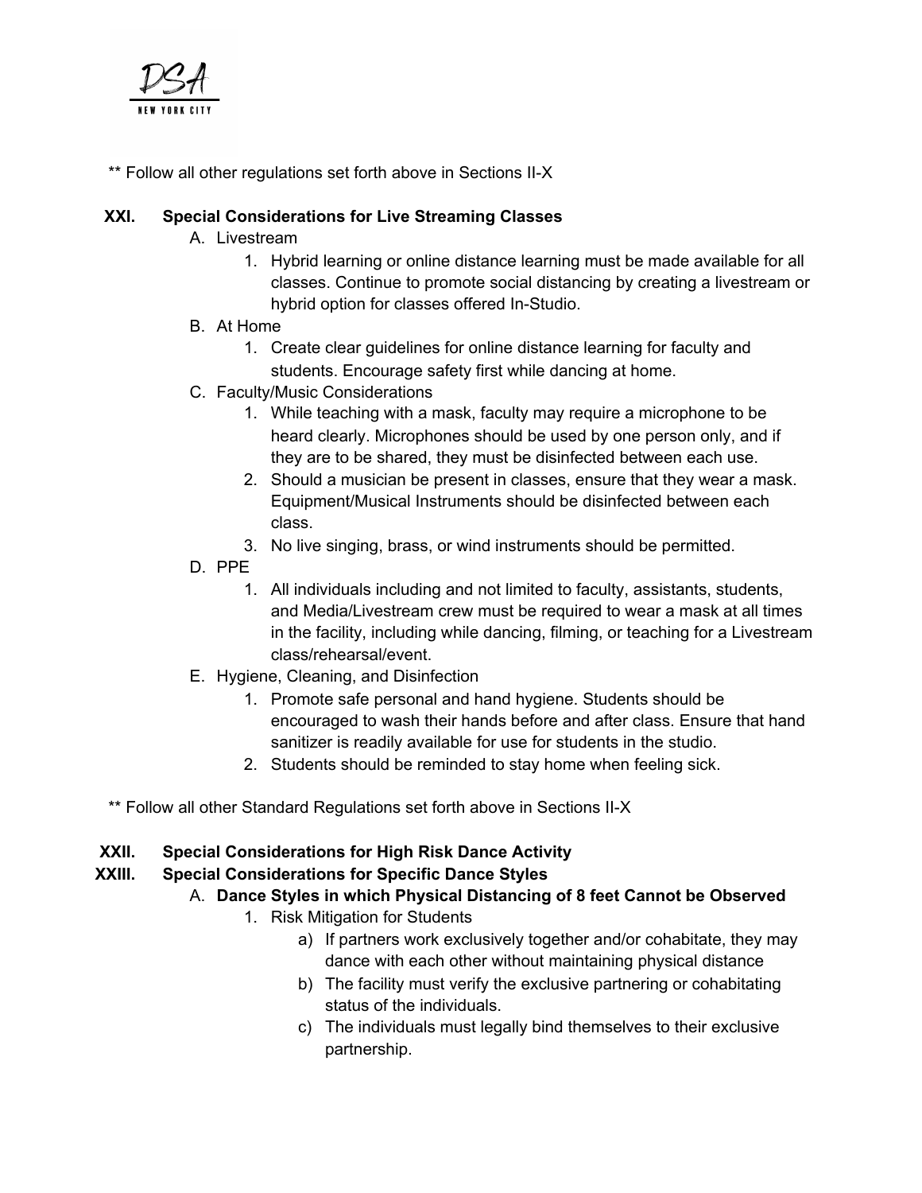** Follow all other regulations set forth above in Sections II-X

## XXI. Special Considerations for Live Streaming Classes

A. Livestream
   1. Hybrid learning or online distance learning must be made available for all classes. Continue to promote social distancing by creating a livestream or hybrid option for classes offered In-Studio.

B. At Home
   1. Create clear guidelines for online distance learning for faculty and students. Encourage safety first while dancing at home.

C. Faculty/Music Considerations
   1. While teaching with a mask, faculty may require a microphone to be heard clearly. Microphones should be used by one person only, and if they are to be shared, they must be disinfected between each use.
   2. Should a musician be present in classes, ensure that they wear a mask. Equipment/Musical Instruments should be disinfected between each class.
   3. No live singing, brass, or wind instruments should be permitted.

D. PPE
   1. All individuals including and not limited to faculty, assistants, students, and Media/Livestream crew must be required to wear a mask at all times in the facility, including while dancing, filming, or teaching for a Livestream class/rehearsal/event.

E. Hygiene, Cleaning, and Disinfection
   1. Promote safe personal and hand hygiene. Students should be encouraged to wash their hands before and after class. Ensure that hand sanitizer is readily available for use for students in the studio.
   2. Students should be reminded to stay home when feeling sick.

** Follow all other Standard Regulations set forth above in Sections II-X

## XXII. Special Considerations for High Risk Dance Activity

## XXIII. Special Considerations for Specific Dance Styles

A. **Dance Styles in which Physical Distancing of 8 feet Cannot be Observed**
   1. Risk Mitigation for Students
      a) If partners work exclusively together and/or cohabitate, they may dance with each other without maintaining physical distance
      b) The facility must verify the exclusive partnering or cohabitating status of the individuals.
      c) The individuals must legally bind themselves to their exclusive partnership.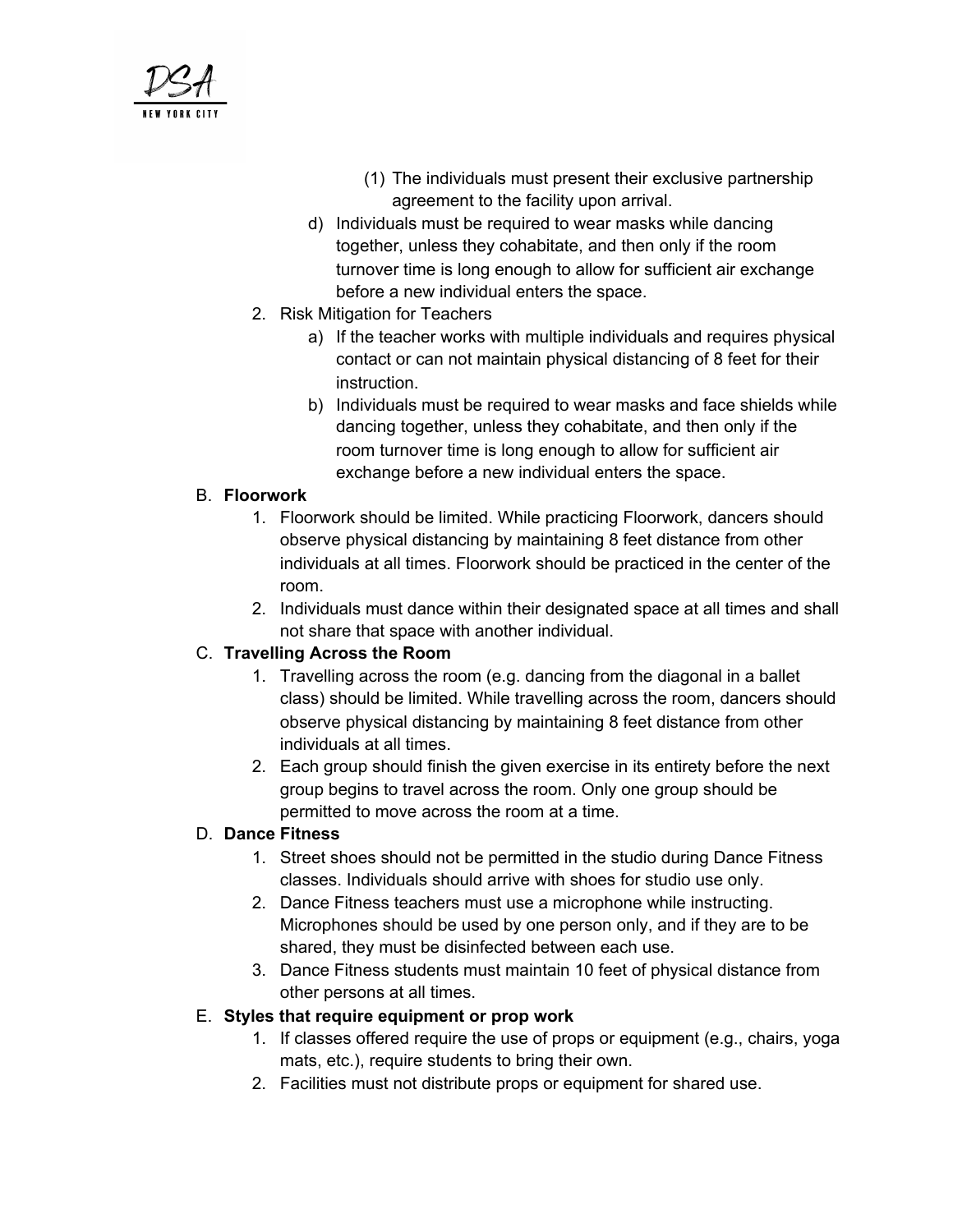(1) The individuals must present their exclusive partnership agreement to the facility upon arrival.

d) Individuals must be required to wear masks while dancing together, unless they cohabitate, and then only if the room turnover time is long enough to allow for sufficient air exchange before a new individual enters the space.

2. Risk Mitigation for Teachers
   a) If the teacher works with multiple individuals and requires physical contact or can not maintain physical distancing of 8 feet for their instruction.
   b) Individuals must be required to wear masks and face shields while dancing together, unless they cohabitate, and then only if the room turnover time is long enough to allow for sufficient air exchange before a new individual enters the space.

B. **Floorwork**
   1. Floorwork should be limited. While practicing Floorwork, dancers should observe physical distancing by maintaining 8 feet distance from other individuals at all times. Floorwork should be practiced in the center of the room.
   2. Individuals must dance within their designated space at all times and shall not share that space with another individual.

C. **Travelling Across the Room**
   1. Travelling across the room (e.g. dancing from the diagonal in a ballet class) should be limited. While travelling across the room, dancers should observe physical distancing by maintaining 8 feet distance from other individuals at all times.
   2. Each group should finish the given exercise in its entirety before the next group begins to travel across the room. Only one group should be permitted to move across the room at a time.

D. **Dance Fitness**
   1. Street shoes should not be permitted in the studio during Dance Fitness classes. Individuals should arrive with shoes for studio use only.
   2. Dance Fitness teachers must use a microphone while instructing. Microphones should be used by one person only, and if they are to be shared, they must be disinfected between each use.
   3. Dance Fitness students must maintain 10 feet of physical distance from other persons at all times.

E. **Styles that require equipment or prop work**
   1. If classes offered require the use of props or equipment (e.g., chairs, yoga mats, etc.), require students to bring their own.
   2. Facilities must not distribute props or equipment for shared use.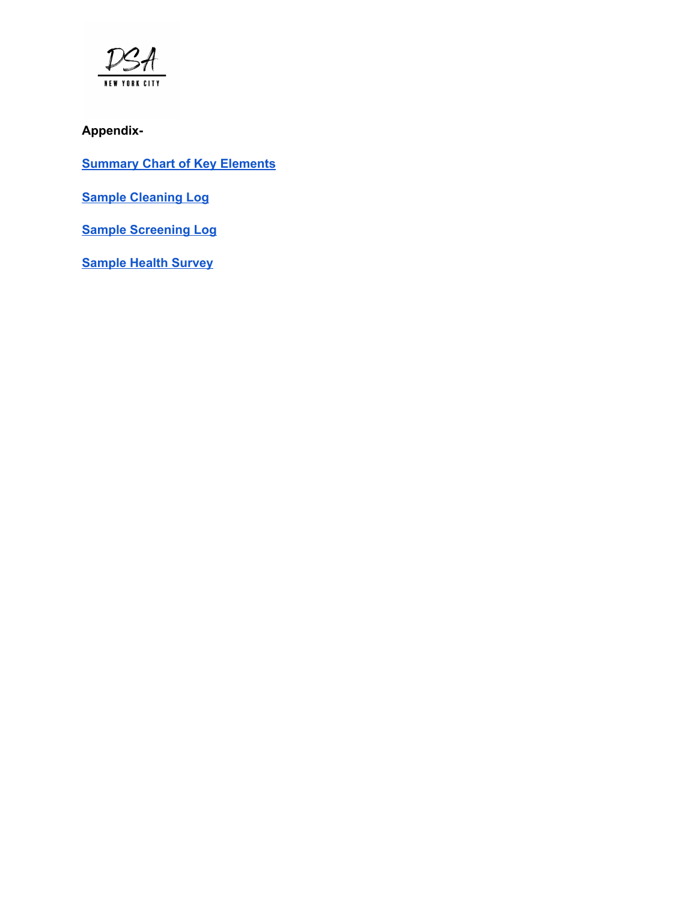**Appendix-**

**Summary Chart of Key Elements**

**Sample Cleaning Log**

**Sample Screening Log**

**Sample Health Survey**